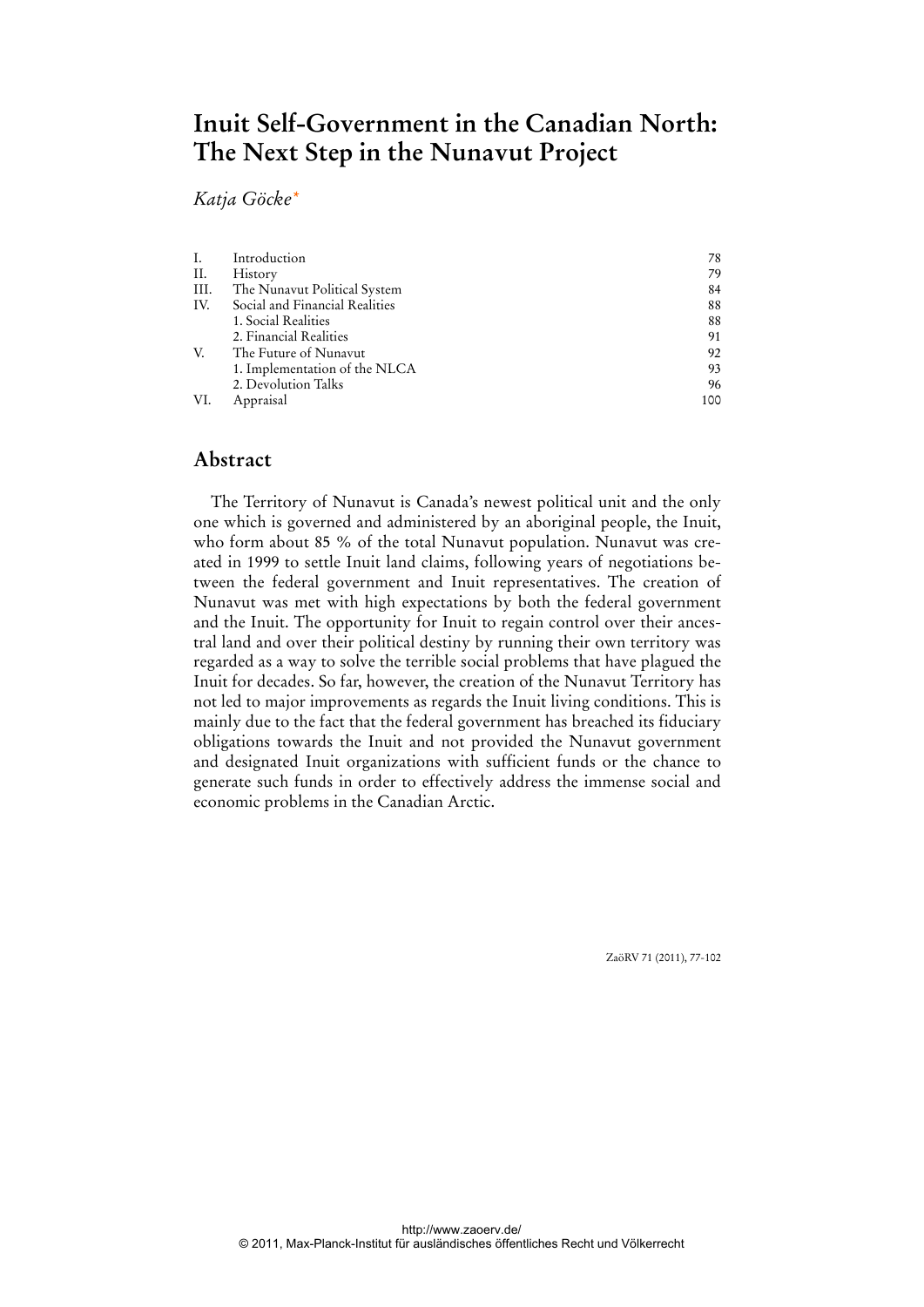# Inuit Self-Government in the Canadian North: The Next Step in the Nunavut Project

*Katja Göcke*[*]

| | | |
|---|---|---|
| I. | Introduction | 78 |
| II. | History | 79 |
| III. | The Nunavut Political System | 84 |
| IV. | Social and Financial Realities | 88 |
| | 1. Social Realities | 88 |
| | 2. Financial Realities | 91 |
| V. | The Future of Nunavut | 92 |
| | 1. Implementation of the NLCA | 93 |
| | 2. Devolution Talks | 96 |
| VI. | Appraisal | 100 |

## Abstract

The Territory of Nunavut is Canada's newest political unit and the only one which is governed and administered by an aboriginal people, the Inuit, who form about 85 % of the total Nunavut population. Nunavut was created in 1999 to settle Inuit land claims, following years of negotiations between the federal government and Inuit representatives. The creation of Nunavut was met with high expectations by both the federal government and the Inuit. The opportunity for Inuit to regain control over their ancestral land and over their political destiny by running their own territory was regarded as a way to solve the terrible social problems that have plagued the Inuit for decades. So far, however, the creation of the Nunavut Territory has not led to major improvements as regards the Inuit living conditions. This is mainly due to the fact that the federal government has breached its fiduciary obligations towards the Inuit and not provided the Nunavut government and designated Inuit organizations with sufficient funds or the chance to generate such funds in order to effectively address the immense social and economic problems in the Canadian Arctic.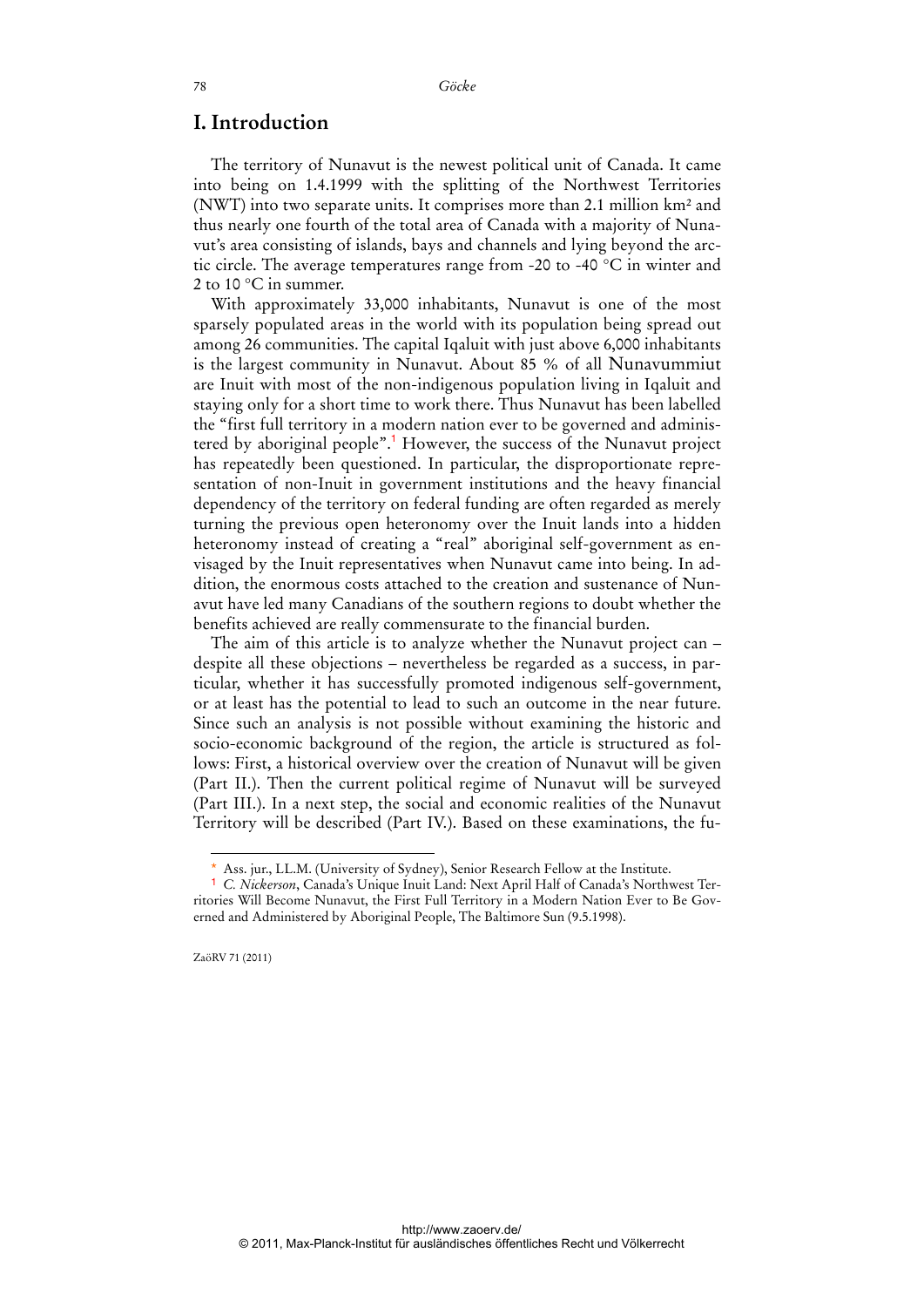## I. Introduction

The territory of Nunavut is the newest political unit of Canada. It came into being on 1.4.1999 with the splitting of the Northwest Territories (NWT) into two separate units. It comprises more than 2.1 million km² and thus nearly one fourth of the total area of Canada with a majority of Nunavut's area consisting of islands, bays and channels and lying beyond the arctic circle. The average temperatures range from -20 to -40 °C in winter and 2 to 10 °C in summer.

With approximately 33,000 inhabitants, Nunavut is one of the most sparsely populated areas in the world with its population being spread out among 26 communities. The capital Iqaluit with just above 6,000 inhabitants is the largest community in Nunavut. About 85 % of all Nunavummiut are Inuit with most of the non-indigenous population living in Iqaluit and staying only for a short time to work there. Thus Nunavut has been labelled the "first full territory in a modern nation ever to be governed and administered by aboriginal people".[1] However, the success of the Nunavut project has repeatedly been questioned. In particular, the disproportionate representation of non-Inuit in government institutions and the heavy financial dependency of the territory on federal funding are often regarded as merely turning the previous open heteronomy over the Inuit lands into a hidden heteronomy instead of creating a "real" aboriginal self-government as envisaged by the Inuit representatives when Nunavut came into being. In addition, the enormous costs attached to the creation and sustenance of Nunavut have led many Canadians of the southern regions to doubt whether the benefits achieved are really commensurate to the financial burden.

The aim of this article is to analyze whether the Nunavut project can – despite all these objections – nevertheless be regarded as a success, in particular, whether it has successfully promoted indigenous self-government, or at least has the potential to lead to such an outcome in the near future. Since such an analysis is not possible without examining the historic and socio-economic background of the region, the article is structured as follows: First, a historical overview over the creation of Nunavut will be given (Part II.). Then the current political regime of Nunavut will be surveyed (Part III.). In a next step, the social and economic realities of the Nunavut Territory will be described (Part IV.). Based on these examinations, the fu-

---

\* Ass. jur., LL.M. (University of Sydney), Senior Research Fellow at the Institute.

[1] *C. Nickerson*, Canada's Unique Inuit Land: Next April Half of Canada's Northwest Territories Will Become Nunavut, the First Full Territory in a Modern Nation Ever to Be Governed and Administered by Aboriginal People, The Baltimore Sun (9.5.1998).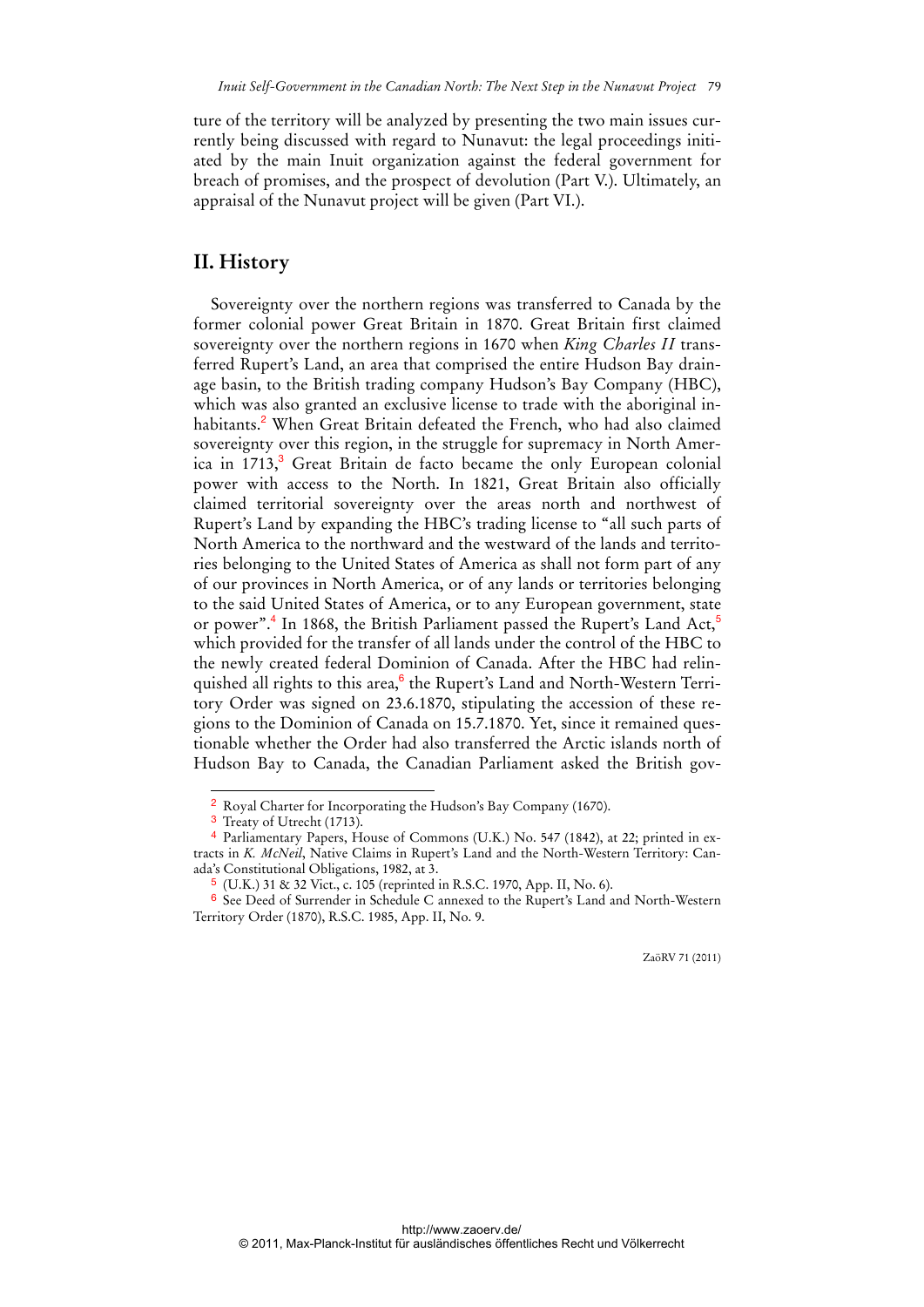ture of the territory will be analyzed by presenting the two main issues currently being discussed with regard to Nunavut: the legal proceedings initiated by the main Inuit organization against the federal government for breach of promises, and the prospect of devolution (Part V.). Ultimately, an appraisal of the Nunavut project will be given (Part VI.).

## II. History

Sovereignty over the northern regions was transferred to Canada by the former colonial power Great Britain in 1870. Great Britain first claimed sovereignty over the northern regions in 1670 when *King Charles II* transferred Rupert's Land, an area that comprised the entire Hudson Bay drainage basin, to the British trading company Hudson's Bay Company (HBC), which was also granted an exclusive license to trade with the aboriginal inhabitants.[2] When Great Britain defeated the French, who had also claimed sovereignty over this region, in the struggle for supremacy in North America in 1713,[3] Great Britain de facto became the only European colonial power with access to the North. In 1821, Great Britain also officially claimed territorial sovereignty over the areas north and northwest of Rupert's Land by expanding the HBC's trading license to "all such parts of North America to the northward and the westward of the lands and territories belonging to the United States of America as shall not form part of any of our provinces in North America, or of any lands or territories belonging to the said United States of America, or to any European government, state or power".[4] In 1868, the British Parliament passed the Rupert's Land Act,[5] which provided for the transfer of all lands under the control of the HBC to the newly created federal Dominion of Canada. After the HBC had relinquished all rights to this area,[6] the Rupert's Land and North-Western Territory Order was signed on 23.6.1870, stipulating the accession of these regions to the Dominion of Canada on 15.7.1870. Yet, since it remained questionable whether the Order had also transferred the Arctic islands north of Hudson Bay to Canada, the Canadian Parliament asked the British gov-

---

[2] Royal Charter for Incorporating the Hudson's Bay Company (1670).

[3] Treaty of Utrecht (1713).

[4] Parliamentary Papers, House of Commons (U.K.) No. 547 (1842), at 22; printed in extracts in *K. McNeil*, Native Claims in Rupert's Land and the North-Western Territory: Canada's Constitutional Obligations, 1982, at 3.

[5] (U.K.) 31 & 32 Vict., c. 105 (reprinted in R.S.C. 1970, App. II, No. 6).

[6] See Deed of Surrender in Schedule C annexed to the Rupert's Land and North-Western Territory Order (1870), R.S.C. 1985, App. II, No. 9.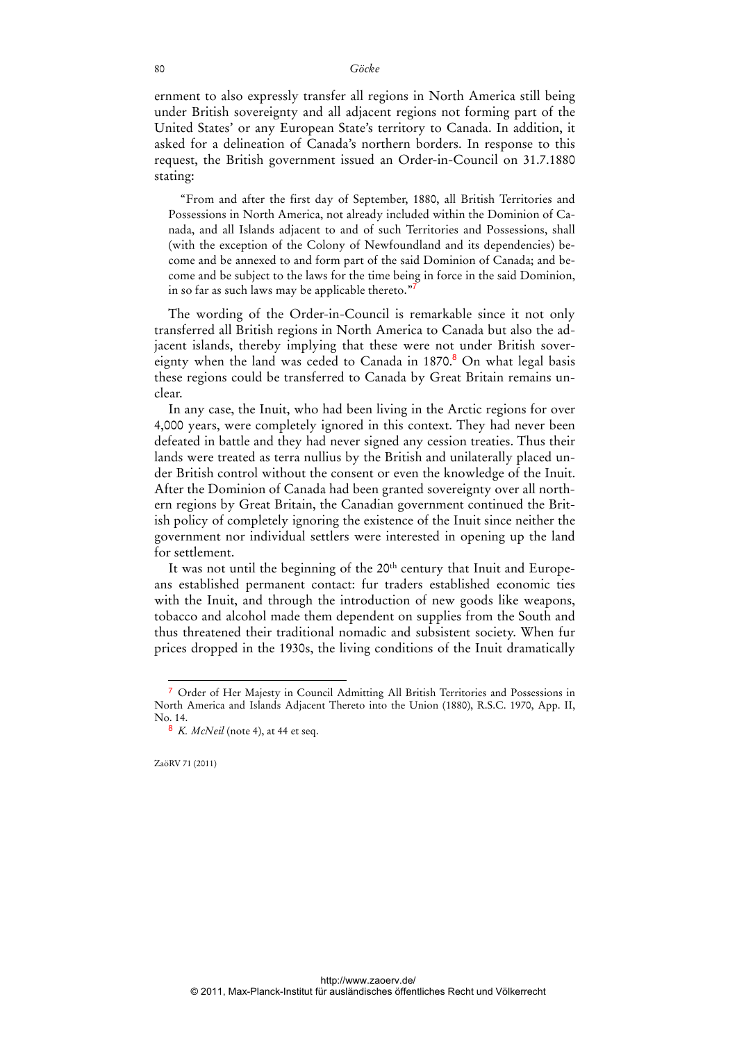ernment to also expressly transfer all regions in North America still being under British sovereignty and all adjacent regions not forming part of the United States' or any European State's territory to Canada. In addition, it asked for a delineation of Canada's northern borders. In response to this request, the British government issued an Order-in-Council on 31.7.1880 stating:

> "From and after the first day of September, 1880, all British Territories and Possessions in North America, not already included within the Dominion of Canada, and all Islands adjacent to and of such Territories and Possessions, shall (with the exception of the Colony of Newfoundland and its dependencies) become and be annexed to and form part of the said Dominion of Canada; and become and be subject to the laws for the time being in force in the said Dominion, in so far as such laws may be applicable thereto."[7]

The wording of the Order-in-Council is remarkable since it not only transferred all British regions in North America to Canada but also the adjacent islands, thereby implying that these were not under British sovereignty when the land was ceded to Canada in 1870.[8] On what legal basis these regions could be transferred to Canada by Great Britain remains unclear.

In any case, the Inuit, who had been living in the Arctic regions for over 4,000 years, were completely ignored in this context. They had never been defeated in battle and they had never signed any cession treaties. Thus their lands were treated as terra nullius by the British and unilaterally placed under British control without the consent or even the knowledge of the Inuit. After the Dominion of Canada had been granted sovereignty over all northern regions by Great Britain, the Canadian government continued the British policy of completely ignoring the existence of the Inuit since neither the government nor individual settlers were interested in opening up the land for settlement.

It was not until the beginning of the 20th century that Inuit and Europeans established permanent contact: fur traders established economic ties with the Inuit, and through the introduction of new goods like weapons, tobacco and alcohol made them dependent on supplies from the South and thus threatened their traditional nomadic and subsistent society. When fur prices dropped in the 1930s, the living conditions of the Inuit dramatically

---

[7] Order of Her Majesty in Council Admitting All British Territories and Possessions in North America and Islands Adjacent Thereto into the Union (1880), R.S.C. 1970, App. II, No. 14.

[8] *K. McNeil* (note 4), at 44 et seq.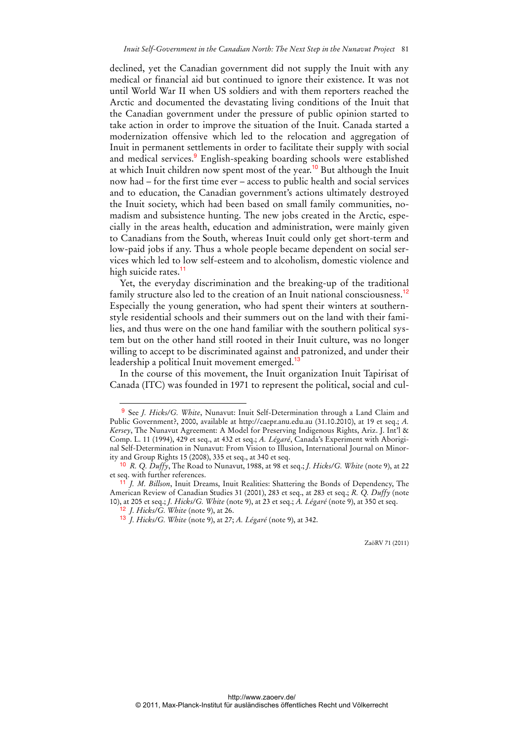declined, yet the Canadian government did not supply the Inuit with any medical or financial aid but continued to ignore their existence. It was not until World War II when US soldiers and with them reporters reached the Arctic and documented the devastating living conditions of the Inuit that the Canadian government under the pressure of public opinion started to take action in order to improve the situation of the Inuit. Canada started a modernization offensive which led to the relocation and aggregation of Inuit in permanent settlements in order to facilitate their supply with social and medical services.[9] English-speaking boarding schools were established at which Inuit children now spent most of the year.[10] But although the Inuit now had – for the first time ever – access to public health and social services and to education, the Canadian government's actions ultimately destroyed the Inuit society, which had been based on small family communities, nomadism and subsistence hunting. The new jobs created in the Arctic, especially in the areas health, education and administration, were mainly given to Canadians from the South, whereas Inuit could only get short-term and low-paid jobs if any. Thus a whole people became dependent on social services which led to low self-esteem and to alcoholism, domestic violence and high suicide rates.[11]

Yet, the everyday discrimination and the breaking-up of the traditional family structure also led to the creation of an Inuit national consciousness.[12] Especially the young generation, who had spent their winters at southern-style residential schools and their summers out on the land with their families, and thus were on the one hand familiar with the southern political system but on the other hand still rooted in their Inuit culture, was no longer willing to accept to be discriminated against and patronized, and under their leadership a political Inuit movement emerged.[13]

In the course of this movement, the Inuit organization Inuit Tapirisat of Canada (ITC) was founded in 1971 to represent the political, social and cul-

---

[9] See *J. Hicks/G. White*, Nunavut: Inuit Self-Determination through a Land Claim and Public Government?, 2000, available at http://caepr.anu.edu.au (31.10.2010), at 19 et seq.; *A. Kersey*, The Nunavut Agreement: A Model for Preserving Indigenous Rights, Ariz. J. Int'l & Comp. L. 11 (1994), 429 et seq., at 432 et seq.; *A. Légaré*, Canada's Experiment with Aboriginal Self-Determination in Nunavut: From Vision to Illusion, International Journal on Minority and Group Rights 15 (2008), 335 et seq., at 340 et seq.

[10] *R. Q. Duffy*, The Road to Nunavut, 1988, at 98 et seq.; *J. Hicks/G. White* (note 9), at 22 et seq. with further references.

[11] *J. M. Billson*, Inuit Dreams, Inuit Realities: Shattering the Bonds of Dependency, The American Review of Canadian Studies 31 (2001), 283 et seq., at 283 et seq.; *R. Q. Duffy* (note 10), at 205 et seq.; *J. Hicks/G. White* (note 9), at 23 et seq.; *A. Légaré* (note 9), at 350 et seq.

[12] *J. Hicks/G. White* (note 9), at 26.

[13] *J. Hicks/G. White* (note 9), at 27; *A. Légaré* (note 9), at 342.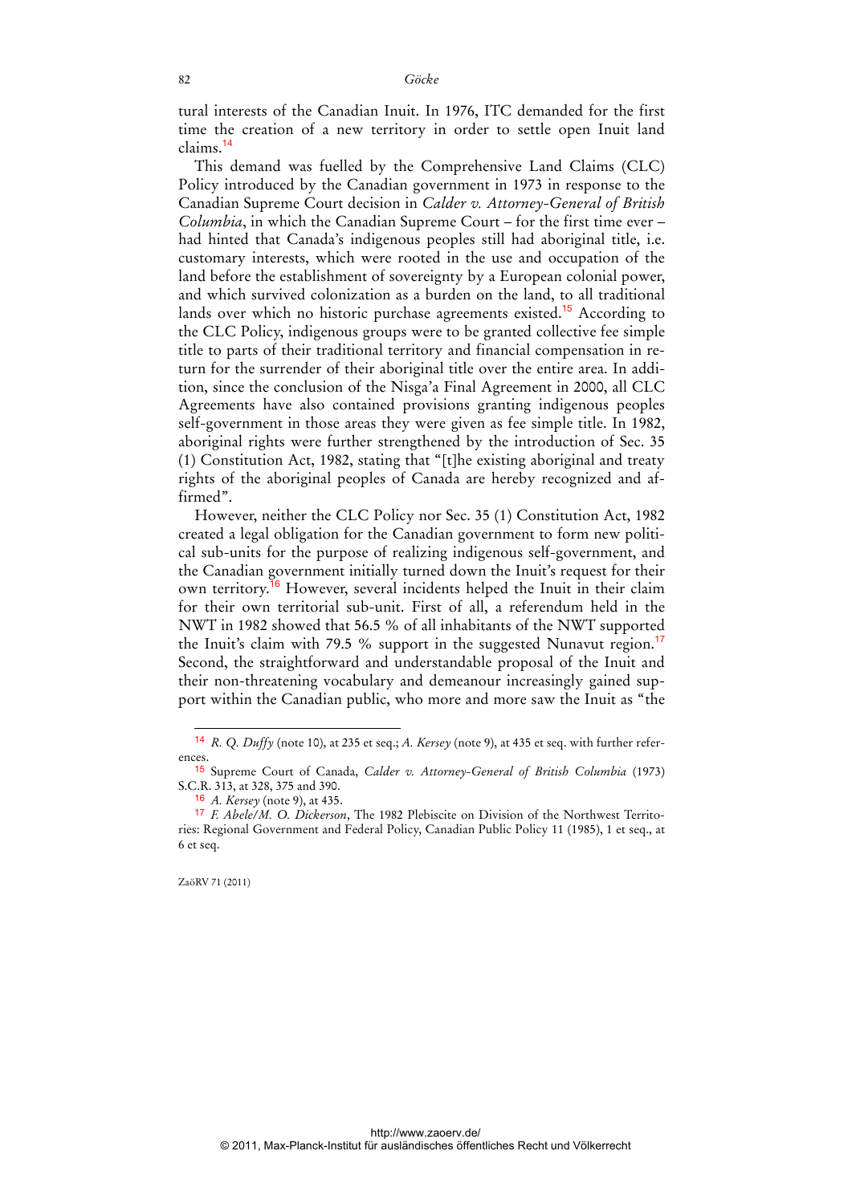tural interests of the Canadian Inuit. In 1976, ITC demanded for the first time the creation of a new territory in order to settle open Inuit land claims.[14]

This demand was fuelled by the Comprehensive Land Claims (CLC) Policy introduced by the Canadian government in 1973 in response to the Canadian Supreme Court decision in *Calder v. Attorney-General of British Columbia*, in which the Canadian Supreme Court – for the first time ever – had hinted that Canada's indigenous peoples still had aboriginal title, i.e. customary interests, which were rooted in the use and occupation of the land before the establishment of sovereignty by a European colonial power, and which survived colonization as a burden on the land, to all traditional lands over which no historic purchase agreements existed.[15] According to the CLC Policy, indigenous groups were to be granted collective fee simple title to parts of their traditional territory and financial compensation in return for the surrender of their aboriginal title over the entire area. In addition, since the conclusion of the Nisga'a Final Agreement in 2000, all CLC Agreements have also contained provisions granting indigenous peoples self-government in those areas they were given as fee simple title. In 1982, aboriginal rights were further strengthened by the introduction of Sec. 35 (1) Constitution Act, 1982, stating that "[t]he existing aboriginal and treaty rights of the aboriginal peoples of Canada are hereby recognized and affirmed".

However, neither the CLC Policy nor Sec. 35 (1) Constitution Act, 1982 created a legal obligation for the Canadian government to form new political sub-units for the purpose of realizing indigenous self-government, and the Canadian government initially turned down the Inuit's request for their own territory.[16] However, several incidents helped the Inuit in their claim for their own territorial sub-unit. First of all, a referendum held in the NWT in 1982 showed that 56.5 % of all inhabitants of the NWT supported the Inuit's claim with 79.5 % support in the suggested Nunavut region.[17] Second, the straightforward and understandable proposal of the Inuit and their non-threatening vocabulary and demeanour increasingly gained support within the Canadian public, who more and more saw the Inuit as "the

---

[14] *R. Q. Duffy* (note 10), at 235 et seq.; *A. Kersey* (note 9), at 435 et seq. with further references.

[15] Supreme Court of Canada, *Calder v. Attorney-General of British Columbia* (1973) S.C.R. 313, at 328, 375 and 390.

[16] *A. Kersey* (note 9), at 435.

[17] *F. Abele/M. O. Dickerson*, The 1982 Plebiscite on Division of the Northwest Territories: Regional Government and Federal Policy, Canadian Public Policy 11 (1985), 1 et seq., at 6 et seq.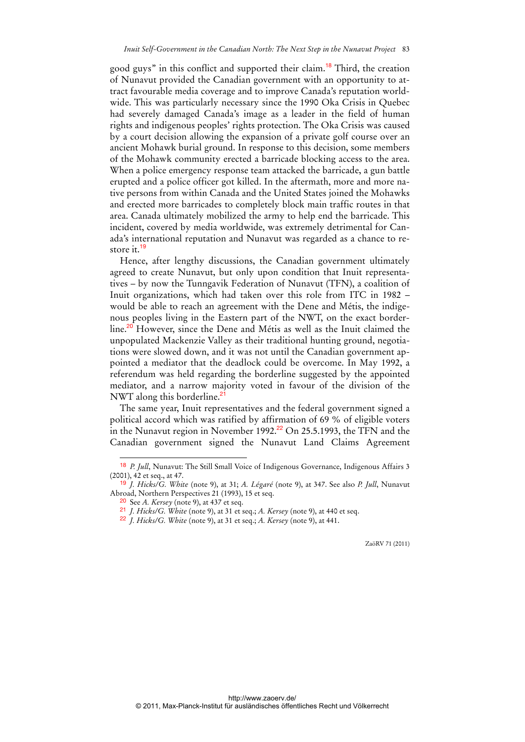good guys" in this conflict and supported their claim.[18] Third, the creation of Nunavut provided the Canadian government with an opportunity to attract favourable media coverage and to improve Canada's reputation worldwide. This was particularly necessary since the 1990 Oka Crisis in Quebec had severely damaged Canada's image as a leader in the field of human rights and indigenous peoples' rights protection. The Oka Crisis was caused by a court decision allowing the expansion of a private golf course over an ancient Mohawk burial ground. In response to this decision, some members of the Mohawk community erected a barricade blocking access to the area. When a police emergency response team attacked the barricade, a gun battle erupted and a police officer got killed. In the aftermath, more and more native persons from within Canada and the United States joined the Mohawks and erected more barricades to completely block main traffic routes in that area. Canada ultimately mobilized the army to help end the barricade. This incident, covered by media worldwide, was extremely detrimental for Canada's international reputation and Nunavut was regarded as a chance to restore it.[19]

Hence, after lengthy discussions, the Canadian government ultimately agreed to create Nunavut, but only upon condition that Inuit representatives – by now the Tunngavik Federation of Nunavut (TFN), a coalition of Inuit organizations, which had taken over this role from ITC in 1982 – would be able to reach an agreement with the Dene and Métis, the indigenous peoples living in the Eastern part of the NWT, on the exact borderline.[20] However, since the Dene and Métis as well as the Inuit claimed the unpopulated Mackenzie Valley as their traditional hunting ground, negotiations were slowed down, and it was not until the Canadian government appointed a mediator that the deadlock could be overcome. In May 1992, a referendum was held regarding the borderline suggested by the appointed mediator, and a narrow majority voted in favour of the division of the NWT along this borderline.[21]

The same year, Inuit representatives and the federal government signed a political accord which was ratified by affirmation of 69 % of eligible voters in the Nunavut region in November 1992.[22] On 25.5.1993, the TFN and the Canadian government signed the Nunavut Land Claims Agreement

---

[18] *P. Jull*, Nunavut: The Still Small Voice of Indigenous Governance, Indigenous Affairs 3 (2001), 42 et seq., at 47.

[19] *J. Hicks/G. White* (note 9), at 31; *A. Légaré* (note 9), at 347. See also *P. Jull*, Nunavut Abroad, Northern Perspectives 21 (1993), 15 et seq.

[20] See *A. Kersey* (note 9), at 437 et seq.

[21] *J. Hicks/G. White* (note 9), at 31 et seq.; *A. Kersey* (note 9), at 440 et seq.

[22] *J. Hicks/G. White* (note 9), at 31 et seq.; *A. Kersey* (note 9), at 441.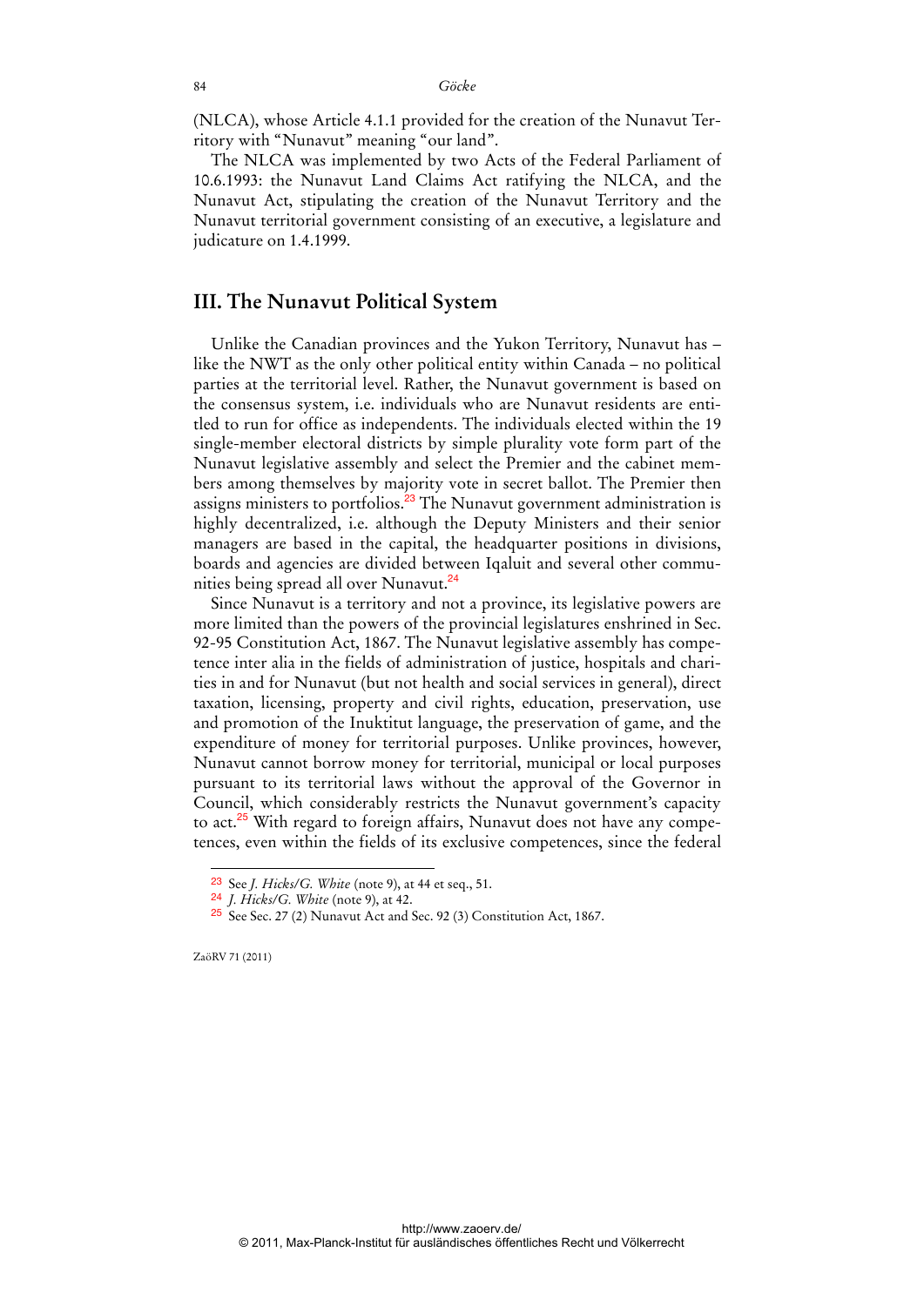(NLCA), whose Article 4.1.1 provided for the creation of the Nunavut Territory with "Nunavut" meaning "our land".

The NLCA was implemented by two Acts of the Federal Parliament of 10.6.1993: the Nunavut Land Claims Act ratifying the NLCA, and the Nunavut Act, stipulating the creation of the Nunavut Territory and the Nunavut territorial government consisting of an executive, a legislature and judicature on 1.4.1999.

## III. The Nunavut Political System

Unlike the Canadian provinces and the Yukon Territory, Nunavut has – like the NWT as the only other political entity within Canada – no political parties at the territorial level. Rather, the Nunavut government is based on the consensus system, i.e. individuals who are Nunavut residents are entitled to run for office as independents. The individuals elected within the 19 single-member electoral districts by simple plurality vote form part of the Nunavut legislative assembly and select the Premier and the cabinet members among themselves by majority vote in secret ballot. The Premier then assigns ministers to portfolios.[23] The Nunavut government administration is highly decentralized, i.e. although the Deputy Ministers and their senior managers are based in the capital, the headquarter positions in divisions, boards and agencies are divided between Iqaluit and several other communities being spread all over Nunavut.[24]

Since Nunavut is a territory and not a province, its legislative powers are more limited than the powers of the provincial legislatures enshrined in Sec. 92-95 Constitution Act, 1867. The Nunavut legislative assembly has competence inter alia in the fields of administration of justice, hospitals and charities in and for Nunavut (but not health and social services in general), direct taxation, licensing, property and civil rights, education, preservation, use and promotion of the Inuktitut language, the preservation of game, and the expenditure of money for territorial purposes. Unlike provinces, however, Nunavut cannot borrow money for territorial, municipal or local purposes pursuant to its territorial laws without the approval of the Governor in Council, which considerably restricts the Nunavut government's capacity to act.[25] With regard to foreign affairs, Nunavut does not have any competences, even within the fields of its exclusive competences, since the federal

---

[23] See *J. Hicks/G. White* (note 9), at 44 et seq., 51.

[24] *J. Hicks/G. White* (note 9), at 42.

[25] See Sec. 27 (2) Nunavut Act and Sec. 92 (3) Constitution Act, 1867.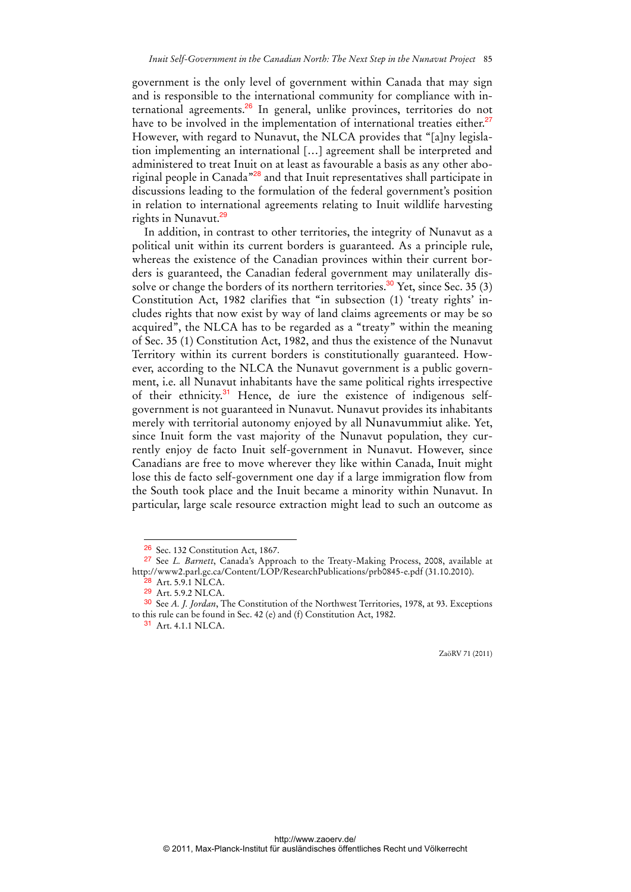government is the only level of government within Canada that may sign and is responsible to the international community for compliance with international agreements.[26] In general, unlike provinces, territories do not have to be involved in the implementation of international treaties either.[27] However, with regard to Nunavut, the NLCA provides that "[a]ny legislation implementing an international […] agreement shall be interpreted and administered to treat Inuit on at least as favourable a basis as any other aboriginal people in Canada"[28] and that Inuit representatives shall participate in discussions leading to the formulation of the federal government's position in relation to international agreements relating to Inuit wildlife harvesting rights in Nunavut.[29]

In addition, in contrast to other territories, the integrity of Nunavut as a political unit within its current borders is guaranteed. As a principle rule, whereas the existence of the Canadian provinces within their current borders is guaranteed, the Canadian federal government may unilaterally dissolve or change the borders of its northern territories.[30] Yet, since Sec. 35 (3) Constitution Act, 1982 clarifies that "in subsection (1) 'treaty rights' includes rights that now exist by way of land claims agreements or may be so acquired", the NLCA has to be regarded as a "treaty" within the meaning of Sec. 35 (1) Constitution Act, 1982, and thus the existence of the Nunavut Territory within its current borders is constitutionally guaranteed. However, according to the NLCA the Nunavut government is a public government, i.e. all Nunavut inhabitants have the same political rights irrespective of their ethnicity.[31] Hence, de iure the existence of indigenous self-government is not guaranteed in Nunavut. Nunavut provides its inhabitants merely with territorial autonomy enjoyed by all Nunavummiut alike. Yet, since Inuit form the vast majority of the Nunavut population, they currently enjoy de facto Inuit self-government in Nunavut. However, since Canadians are free to move wherever they like within Canada, Inuit might lose this de facto self-government one day if a large immigration flow from the South took place and the Inuit became a minority within Nunavut. In particular, large scale resource extraction might lead to such an outcome as

---

[26] Sec. 132 Constitution Act, 1867.

[27] See *L. Barnett*, Canada's Approach to the Treaty-Making Process, 2008, available at http://www2.parl.gc.ca/Content/LOP/ResearchPublications/prb0845-e.pdf (31.10.2010).

[28] Art. 5.9.1 NLCA.

[29] Art. 5.9.2 NLCA.

[30] See *A. J. Jordan*, The Constitution of the Northwest Territories, 1978, at 93. Exceptions to this rule can be found in Sec. 42 (e) and (f) Constitution Act, 1982.

[31] Art. 4.1.1 NLCA.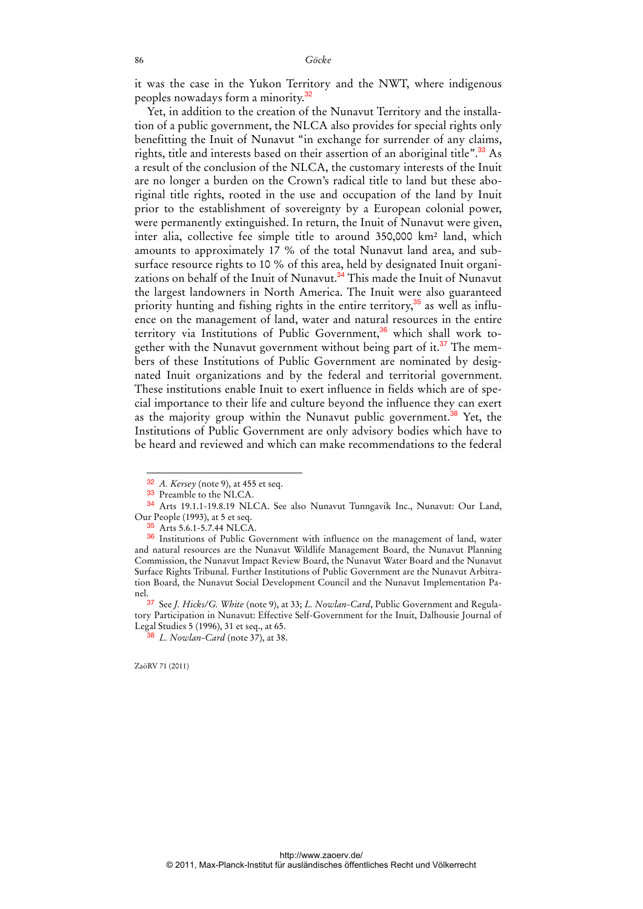it was the case in the Yukon Territory and the NWT, where indigenous peoples nowadays form a minority.[32]

Yet, in addition to the creation of the Nunavut Territory and the installation of a public government, the NLCA also provides for special rights only benefitting the Inuit of Nunavut "in exchange for surrender of any claims, rights, title and interests based on their assertion of an aboriginal title".[33] As a result of the conclusion of the NLCA, the customary interests of the Inuit are no longer a burden on the Crown's radical title to land but these aboriginal title rights, rooted in the use and occupation of the land by Inuit prior to the establishment of sovereignty by a European colonial power, were permanently extinguished. In return, the Inuit of Nunavut were given, inter alia, collective fee simple title to around 350,000 km² land, which amounts to approximately 17 % of the total Nunavut land area, and subsurface resource rights to 10 % of this area, held by designated Inuit organizations on behalf of the Inuit of Nunavut.[34] This made the Inuit of Nunavut the largest landowners in North America. The Inuit were also guaranteed priority hunting and fishing rights in the entire territory,[35] as well as influence on the management of land, water and natural resources in the entire territory via Institutions of Public Government,[36] which shall work together with the Nunavut government without being part of it.[37] The members of these Institutions of Public Government are nominated by designated Inuit organizations and by the federal and territorial government. These institutions enable Inuit to exert influence in fields which are of special importance to their life and culture beyond the influence they can exert as the majority group within the Nunavut public government.[38] Yet, the Institutions of Public Government are only advisory bodies which have to be heard and reviewed and which can make recommendations to the federal

---

[32] *A. Kersey* (note 9), at 455 et seq.

[33] Preamble to the NLCA.

[34] Arts 19.1.1-19.8.19 NLCA. See also Nunavut Tunngavik Inc., Nunavut: Our Land, Our People (1993), at 5 et seq.

[35] Arts 5.6.1-5.7.44 NLCA.

[36] Institutions of Public Government with influence on the management of land, water and natural resources are the Nunavut Wildlife Management Board, the Nunavut Planning Commission, the Nunavut Impact Review Board, the Nunavut Water Board and the Nunavut Surface Rights Tribunal. Further Institutions of Public Government are the Nunavut Arbitration Board, the Nunavut Social Development Council and the Nunavut Implementation Panel.

[37] See *J. Hicks/G. White* (note 9), at 33; *L. Nowlan-Card*, Public Government and Regulatory Participation in Nunavut: Effective Self-Government for the Inuit, Dalhousie Journal of Legal Studies 5 (1996), 31 et seq., at 65.

[38] *L. Nowlan-Card* (note 37), at 38.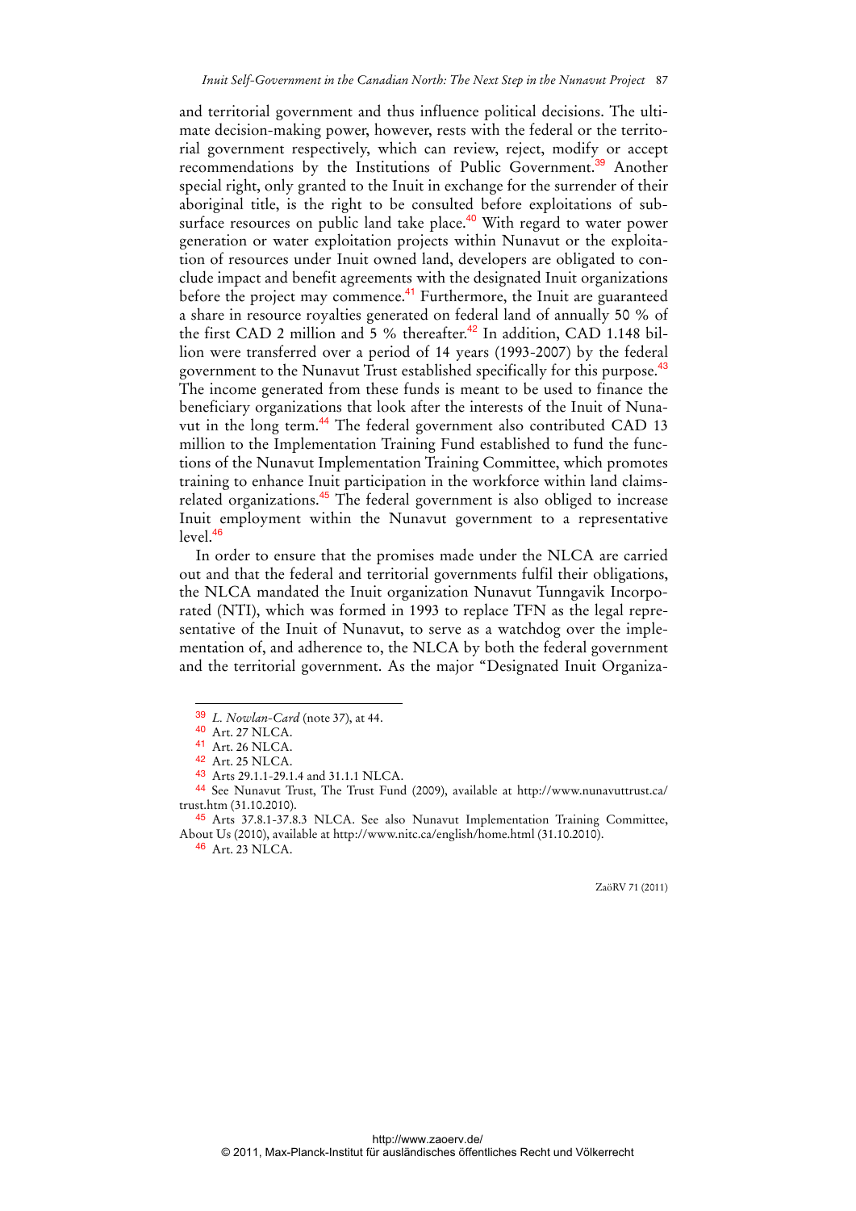and territorial government and thus influence political decisions. The ultimate decision-making power, however, rests with the federal or the territorial government respectively, which can review, reject, modify or accept recommendations by the Institutions of Public Government.[39] Another special right, only granted to the Inuit in exchange for the surrender of their aboriginal title, is the right to be consulted before exploitations of subsurface resources on public land take place.[40] With regard to water power generation or water exploitation projects within Nunavut or the exploitation of resources under Inuit owned land, developers are obligated to conclude impact and benefit agreements with the designated Inuit organizations before the project may commence.[41] Furthermore, the Inuit are guaranteed a share in resource royalties generated on federal land of annually 50 % of the first CAD 2 million and 5 % thereafter.[42] In addition, CAD 1.148 billion were transferred over a period of 14 years (1993-2007) by the federal government to the Nunavut Trust established specifically for this purpose.[43] The income generated from these funds is meant to be used to finance the beneficiary organizations that look after the interests of the Inuit of Nunavut in the long term.[44] The federal government also contributed CAD 13 million to the Implementation Training Fund established to fund the functions of the Nunavut Implementation Training Committee, which promotes training to enhance Inuit participation in the workforce within land claims-related organizations.[45] The federal government is also obliged to increase Inuit employment within the Nunavut government to a representative level.[46]

In order to ensure that the promises made under the NLCA are carried out and that the federal and territorial governments fulfil their obligations, the NLCA mandated the Inuit organization Nunavut Tunngavik Incorporated (NTI), which was formed in 1993 to replace TFN as the legal representative of the Inuit of Nunavut, to serve as a watchdog over the implementation of, and adherence to, the NLCA by both the federal government and the territorial government. As the major "Designated Inuit Organiza-

---

[39] *L. Nowlan-Card* (note 37), at 44.

[40] Art. 27 NLCA.

[41] Art. 26 NLCA.

[42] Art. 25 NLCA.

[43] Arts 29.1.1-29.1.4 and 31.1.1 NLCA.

[44] See Nunavut Trust, The Trust Fund (2009), available at http://www.nunavuttrust.ca/trust.htm (31.10.2010).

[45] Arts 37.8.1-37.8.3 NLCA. See also Nunavut Implementation Training Committee, About Us (2010), available at http://www.nitc.ca/english/home.html (31.10.2010).

[46] Art. 23 NLCA.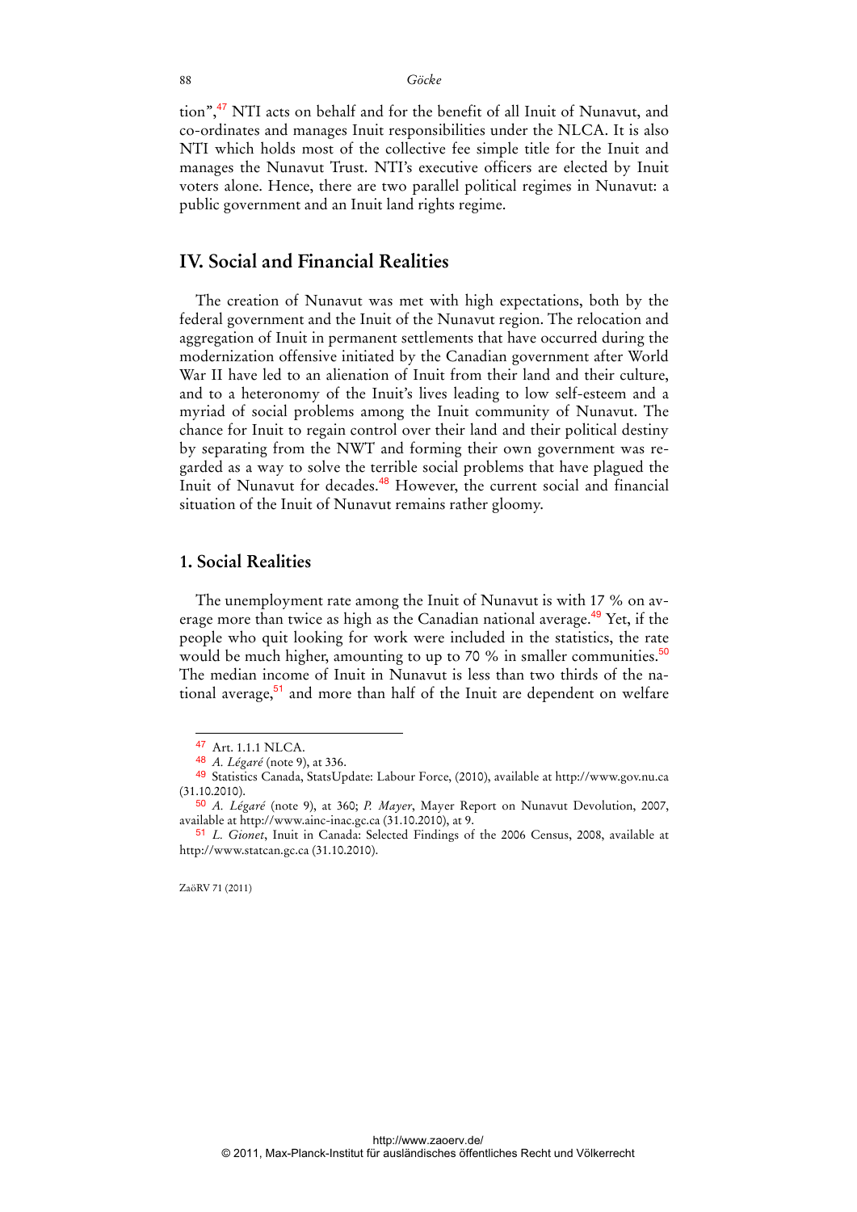tion",[47] NTI acts on behalf and for the benefit of all Inuit of Nunavut, and co-ordinates and manages Inuit responsibilities under the NLCA. It is also NTI which holds most of the collective fee simple title for the Inuit and manages the Nunavut Trust. NTI's executive officers are elected by Inuit voters alone. Hence, there are two parallel political regimes in Nunavut: a public government and an Inuit land rights regime.

## IV. Social and Financial Realities

The creation of Nunavut was met with high expectations, both by the federal government and the Inuit of the Nunavut region. The relocation and aggregation of Inuit in permanent settlements that have occurred during the modernization offensive initiated by the Canadian government after World War II have led to an alienation of Inuit from their land and their culture, and to a heteronomy of the Inuit's lives leading to low self-esteem and a myriad of social problems among the Inuit community of Nunavut. The chance for Inuit to regain control over their land and their political destiny by separating from the NWT and forming their own government was regarded as a way to solve the terrible social problems that have plagued the Inuit of Nunavut for decades.[48] However, the current social and financial situation of the Inuit of Nunavut remains rather gloomy.

### 1. Social Realities

The unemployment rate among the Inuit of Nunavut is with 17 % on average more than twice as high as the Canadian national average.[49] Yet, if the people who quit looking for work were included in the statistics, the rate would be much higher, amounting to up to 70 % in smaller communities.[50] The median income of Inuit in Nunavut is less than two thirds of the national average,[51] and more than half of the Inuit are dependent on welfare

---

[47] Art. 1.1.1 NLCA.

[48] *A. Légaré* (note 9), at 336.

[49] Statistics Canada, StatsUpdate: Labour Force, (2010), available at http://www.gov.nu.ca (31.10.2010).

[50] *A. Légaré* (note 9), at 360; *P. Mayer*, Mayer Report on Nunavut Devolution, 2007, available at http://www.ainc-inac.gc.ca (31.10.2010), at 9.

[51] *L. Gionet*, Inuit in Canada: Selected Findings of the 2006 Census, 2008, available at http://www.statcan.gc.ca (31.10.2010).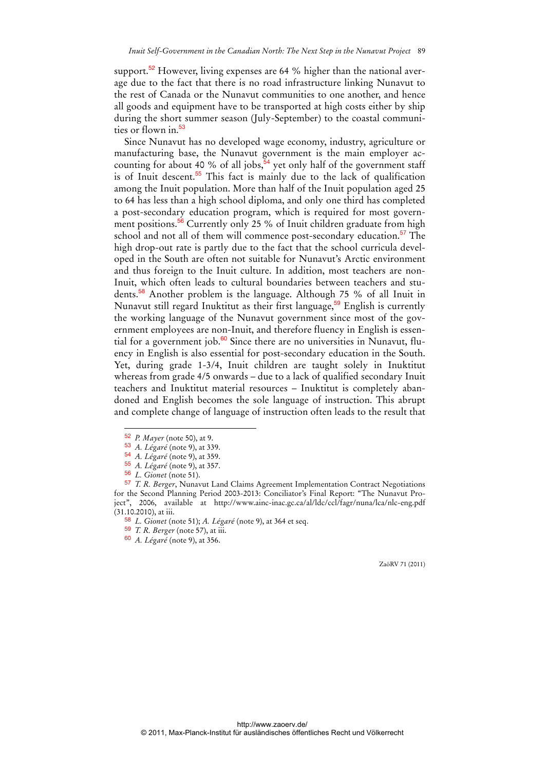support.[52] However, living expenses are 64 % higher than the national average due to the fact that there is no road infrastructure linking Nunavut to the rest of Canada or the Nunavut communities to one another, and hence all goods and equipment have to be transported at high costs either by ship during the short summer season (July-September) to the coastal communities or flown in.[53]

Since Nunavut has no developed wage economy, industry, agriculture or manufacturing base, the Nunavut government is the main employer accounting for about 40 % of all jobs,[54] yet only half of the government staff is of Inuit descent.[55] This fact is mainly due to the lack of qualification among the Inuit population. More than half of the Inuit population aged 25 to 64 has less than a high school diploma, and only one third has completed a post-secondary education program, which is required for most government positions.[56] Currently only 25 % of Inuit children graduate from high school and not all of them will commence post-secondary education.[57] The high drop-out rate is partly due to the fact that the school curricula developed in the South are often not suitable for Nunavut's Arctic environment and thus foreign to the Inuit culture. In addition, most teachers are non-Inuit, which often leads to cultural boundaries between teachers and students.[58] Another problem is the language. Although 75 % of all Inuit in Nunavut still regard Inuktitut as their first language,[59] English is currently the working language of the Nunavut government since most of the government employees are non-Inuit, and therefore fluency in English is essential for a government job.[60] Since there are no universities in Nunavut, fluency in English is also essential for post-secondary education in the South. Yet, during grade 1-3/4, Inuit children are taught solely in Inuktitut whereas from grade 4/5 onwards – due to a lack of qualified secondary Inuit teachers and Inuktitut material resources – Inuktitut is completely abandoned and English becomes the sole language of instruction. This abrupt and complete change of language of instruction often leads to the result that

---

[52] *P. Mayer* (note 50), at 9.

[53] *A. Légaré* (note 9), at 339.

[54] *A. Légaré* (note 9), at 359.

[55] *A. Légaré* (note 9), at 357.

[56] *L. Gionet* (note 51).

[57] *T. R. Berger*, Nunavut Land Claims Agreement Implementation Contract Negotiations for the Second Planning Period 2003-2013: Conciliator's Final Report: "The Nunavut Project", 2006, available at http://www.ainc-inac.gc.ca/al/ldc/ccl/fagr/nuna/lca/nlc-eng.pdf (31.10.2010), at iii.

[58] *L. Gionet* (note 51); *A. Légaré* (note 9), at 364 et seq.

[59] *T. R. Berger* (note 57), at iii.

[60] *A. Légaré* (note 9), at 356.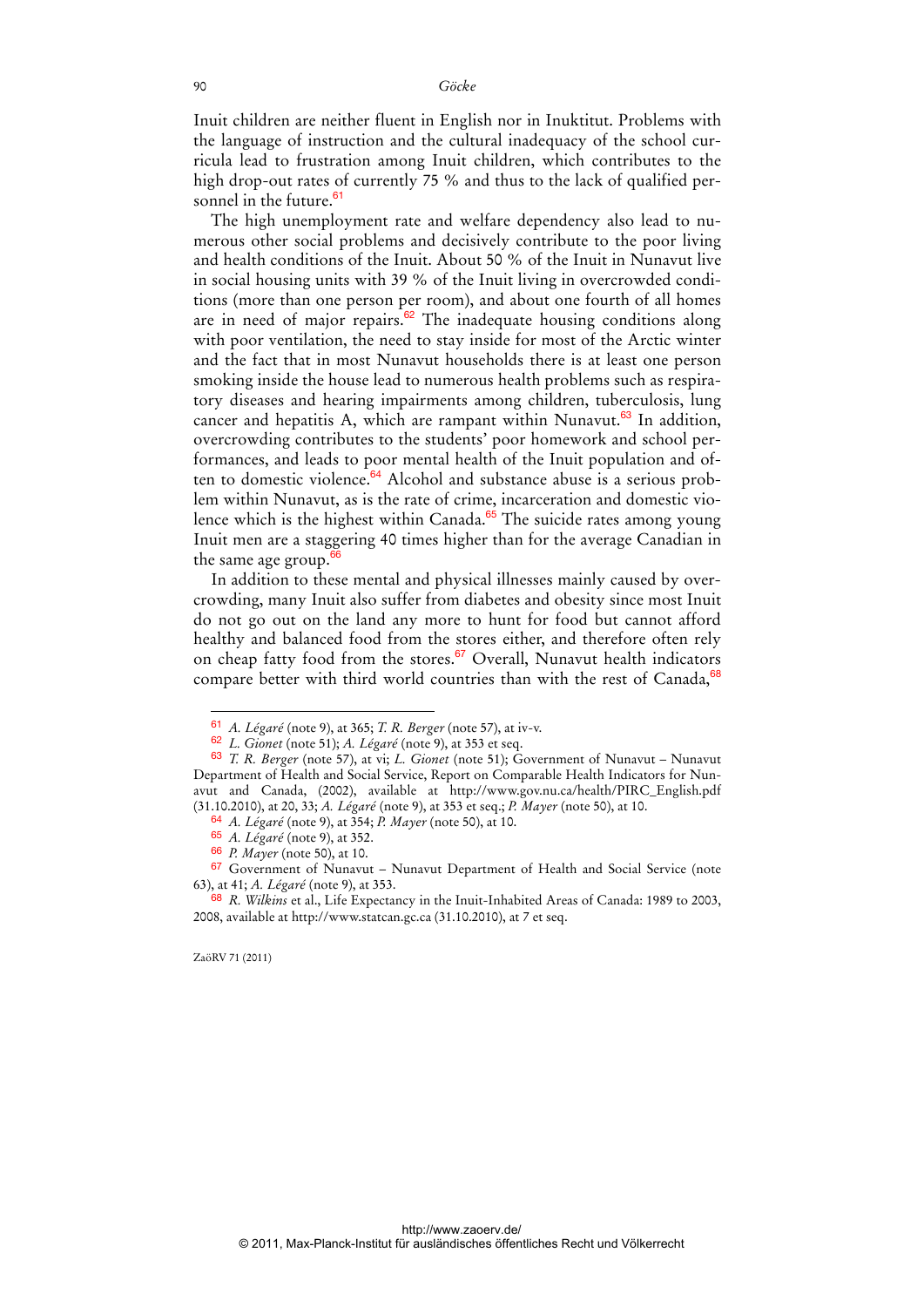Inuit children are neither fluent in English nor in Inuktitut. Problems with the language of instruction and the cultural inadequacy of the school curricula lead to frustration among Inuit children, which contributes to the high drop-out rates of currently 75 % and thus to the lack of qualified personnel in the future.[61]

The high unemployment rate and welfare dependency also lead to numerous other social problems and decisively contribute to the poor living and health conditions of the Inuit. About 50 % of the Inuit in Nunavut live in social housing units with 39 % of the Inuit living in overcrowded conditions (more than one person per room), and about one fourth of all homes are in need of major repairs.[62] The inadequate housing conditions along with poor ventilation, the need to stay inside for most of the Arctic winter and the fact that in most Nunavut households there is at least one person smoking inside the house lead to numerous health problems such as respiratory diseases and hearing impairments among children, tuberculosis, lung cancer and hepatitis A, which are rampant within Nunavut.[63] In addition, overcrowding contributes to the students' poor homework and school performances, and leads to poor mental health of the Inuit population and often to domestic violence.[64] Alcohol and substance abuse is a serious problem within Nunavut, as is the rate of crime, incarceration and domestic violence which is the highest within Canada.[65] The suicide rates among young Inuit men are a staggering 40 times higher than for the average Canadian in the same age group.[66]

In addition to these mental and physical illnesses mainly caused by overcrowding, many Inuit also suffer from diabetes and obesity since most Inuit do not go out on the land any more to hunt for food but cannot afford healthy and balanced food from the stores either, and therefore often rely on cheap fatty food from the stores.[67] Overall, Nunavut health indicators compare better with third world countries than with the rest of Canada,[68]

---

[61] *A. Légaré* (note 9), at 365; *T. R. Berger* (note 57), at iv-v.

[62] *L. Gionet* (note 51); *A. Légaré* (note 9), at 353 et seq.

[63] *T. R. Berger* (note 57), at vi; *L. Gionet* (note 51); Government of Nunavut – Nunavut Department of Health and Social Service, Report on Comparable Health Indicators for Nunavut and Canada, (2002), available at http://www.gov.nu.ca/health/PIRC_English.pdf (31.10.2010), at 20, 33; *A. Légaré* (note 9), at 353 et seq.; *P. Mayer* (note 50), at 10.

[64] *A. Légaré* (note 9), at 354; *P. Mayer* (note 50), at 10.

[65] *A. Légaré* (note 9), at 352.

[66] *P. Mayer* (note 50), at 10.

[67] Government of Nunavut – Nunavut Department of Health and Social Service (note 63), at 41; *A. Légaré* (note 9), at 353.

[68] *R. Wilkins* et al., Life Expectancy in the Inuit-Inhabited Areas of Canada: 1989 to 2003, 2008, available at http://www.statcan.gc.ca (31.10.2010), at 7 et seq.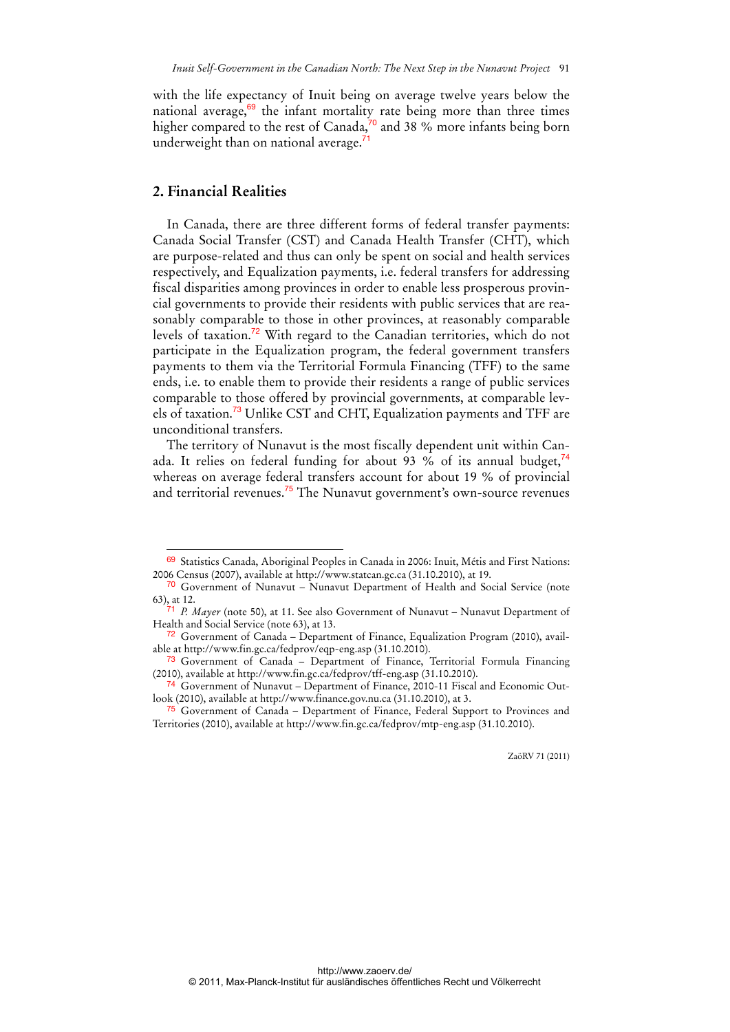with the life expectancy of Inuit being on average twelve years below the national average,[69] the infant mortality rate being more than three times higher compared to the rest of Canada,[70] and 38 % more infants being born underweight than on national average.[71]

## 2. Financial Realities

In Canada, there are three different forms of federal transfer payments: Canada Social Transfer (CST) and Canada Health Transfer (CHT), which are purpose-related and thus can only be spent on social and health services respectively, and Equalization payments, i.e. federal transfers for addressing fiscal disparities among provinces in order to enable less prosperous provincial governments to provide their residents with public services that are reasonably comparable to those in other provinces, at reasonably comparable levels of taxation.[72] With regard to the Canadian territories, which do not participate in the Equalization program, the federal government transfers payments to them via the Territorial Formula Financing (TFF) to the same ends, i.e. to enable them to provide their residents a range of public services comparable to those offered by provincial governments, at comparable levels of taxation.[73] Unlike CST and CHT, Equalization payments and TFF are unconditional transfers.

The territory of Nunavut is the most fiscally dependent unit within Canada. It relies on federal funding for about 93 % of its annual budget,[74] whereas on average federal transfers account for about 19 % of provincial and territorial revenues.[75] The Nunavut government's own-source revenues

---

[69] Statistics Canada, Aboriginal Peoples in Canada in 2006: Inuit, Métis and First Nations: 2006 Census (2007), available at http://www.statcan.gc.ca (31.10.2010), at 19.

[70] Government of Nunavut – Nunavut Department of Health and Social Service (note 63), at 12.

[71] *P. Mayer* (note 50), at 11. See also Government of Nunavut – Nunavut Department of Health and Social Service (note 63), at 13.

[72] Government of Canada – Department of Finance, Equalization Program (2010), available at http://www.fin.gc.ca/fedprov/eqp-eng.asp (31.10.2010).

[73] Government of Canada – Department of Finance, Territorial Formula Financing (2010), available at http://www.fin.gc.ca/fedprov/tff-eng.asp (31.10.2010).

[74] Government of Nunavut – Department of Finance, 2010-11 Fiscal and Economic Outlook (2010), available at http://www.finance.gov.nu.ca (31.10.2010), at 3.

[75] Government of Canada – Department of Finance, Federal Support to Provinces and Territories (2010), available at http://www.fin.gc.ca/fedprov/mtp-eng.asp (31.10.2010).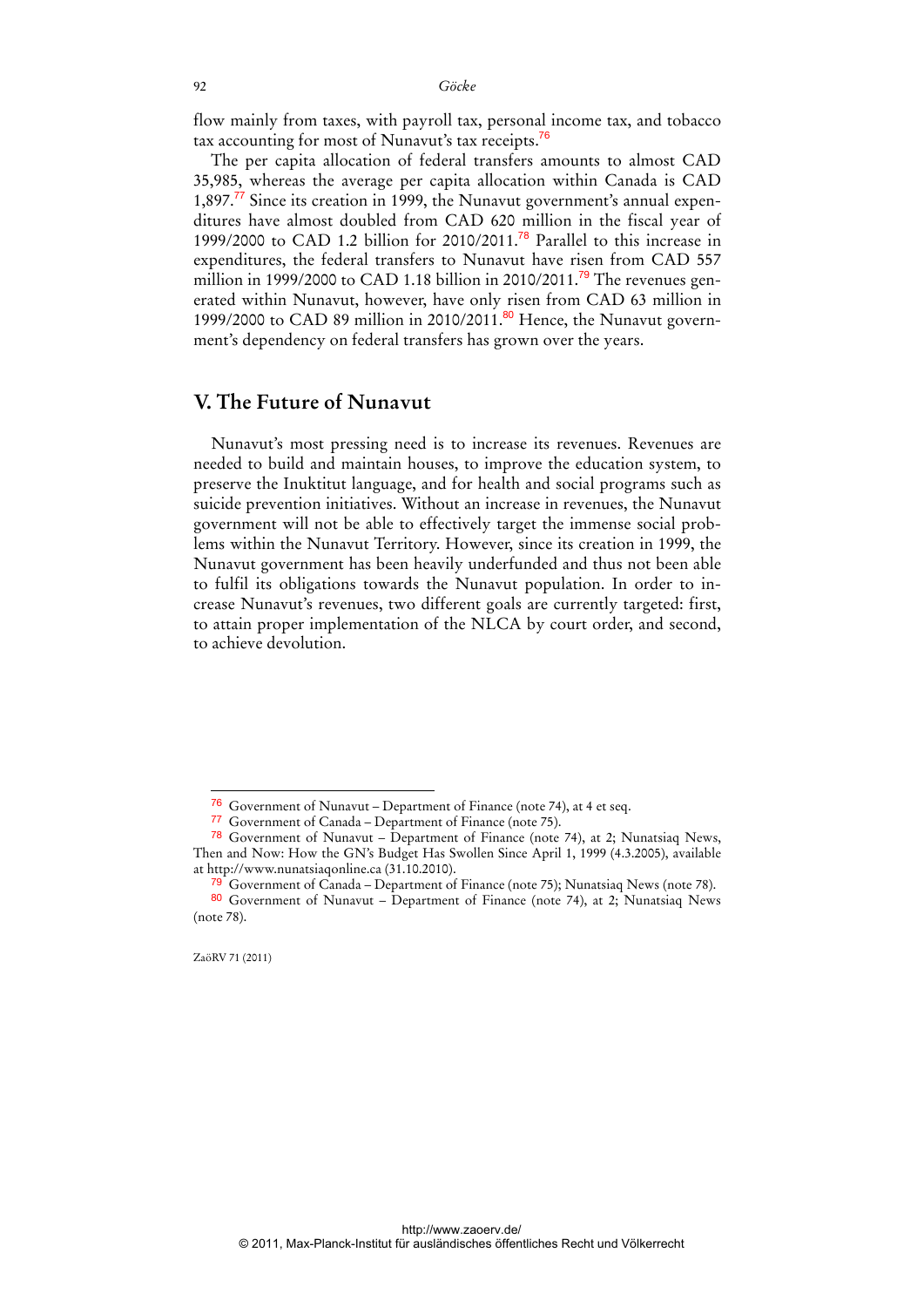flow mainly from taxes, with payroll tax, personal income tax, and tobacco tax accounting for most of Nunavut's tax receipts.[76]

The per capita allocation of federal transfers amounts to almost CAD 35,985, whereas the average per capita allocation within Canada is CAD 1,897.[77] Since its creation in 1999, the Nunavut government's annual expenditures have almost doubled from CAD 620 million in the fiscal year of 1999/2000 to CAD 1.2 billion for 2010/2011.[78] Parallel to this increase in expenditures, the federal transfers to Nunavut have risen from CAD 557 million in 1999/2000 to CAD 1.18 billion in 2010/2011.[79] The revenues generated within Nunavut, however, have only risen from CAD 63 million in 1999/2000 to CAD 89 million in 2010/2011.[80] Hence, the Nunavut government's dependency on federal transfers has grown over the years.

## V. The Future of Nunavut

Nunavut's most pressing need is to increase its revenues. Revenues are needed to build and maintain houses, to improve the education system, to preserve the Inuktitut language, and for health and social programs such as suicide prevention initiatives. Without an increase in revenues, the Nunavut government will not be able to effectively target the immense social problems within the Nunavut Territory. However, since its creation in 1999, the Nunavut government has been heavily underfunded and thus not been able to fulfil its obligations towards the Nunavut population. In order to increase Nunavut's revenues, two different goals are currently targeted: first, to attain proper implementation of the NLCA by court order, and second, to achieve devolution.

---

[76] Government of Nunavut – Department of Finance (note 74), at 4 et seq.

[77] Government of Canada – Department of Finance (note 75).

[78] Government of Nunavut – Department of Finance (note 74), at 2; Nunatsiaq News, Then and Now: How the GN's Budget Has Swollen Since April 1, 1999 (4.3.2005), available at http://www.nunatsiaqonline.ca (31.10.2010).

[79] Government of Canada – Department of Finance (note 75); Nunatsiaq News (note 78).

[80] Government of Nunavut – Department of Finance (note 74), at 2; Nunatsiaq News (note 78).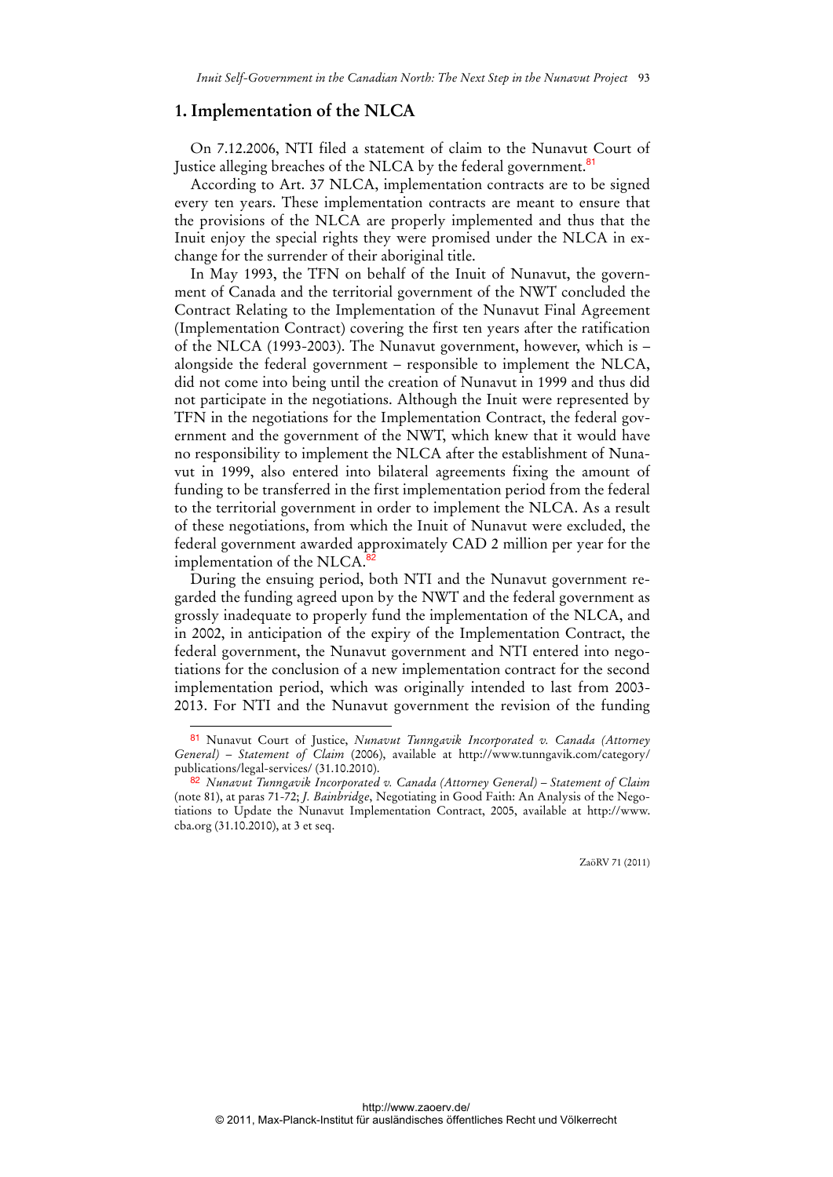## 1. Implementation of the NLCA

On 7.12.2006, NTI filed a statement of claim to the Nunavut Court of Justice alleging breaches of the NLCA by the federal government.[81]

According to Art. 37 NLCA, implementation contracts are to be signed every ten years. These implementation contracts are meant to ensure that the provisions of the NLCA are properly implemented and thus that the Inuit enjoy the special rights they were promised under the NLCA in exchange for the surrender of their aboriginal title.

In May 1993, the TFN on behalf of the Inuit of Nunavut, the government of Canada and the territorial government of the NWT concluded the Contract Relating to the Implementation of the Nunavut Final Agreement (Implementation Contract) covering the first ten years after the ratification of the NLCA (1993-2003). The Nunavut government, however, which is – alongside the federal government – responsible to implement the NLCA, did not come into being until the creation of Nunavut in 1999 and thus did not participate in the negotiations. Although the Inuit were represented by TFN in the negotiations for the Implementation Contract, the federal government and the government of the NWT, which knew that it would have no responsibility to implement the NLCA after the establishment of Nunavut in 1999, also entered into bilateral agreements fixing the amount of funding to be transferred in the first implementation period from the federal to the territorial government in order to implement the NLCA. As a result of these negotiations, from which the Inuit of Nunavut were excluded, the federal government awarded approximately CAD 2 million per year for the implementation of the NLCA.[82]

During the ensuing period, both NTI and the Nunavut government regarded the funding agreed upon by the NWT and the federal government as grossly inadequate to properly fund the implementation of the NLCA, and in 2002, in anticipation of the expiry of the Implementation Contract, the federal government, the Nunavut government and NTI entered into negotiations for the conclusion of a new implementation contract for the second implementation period, which was originally intended to last from 2003-2013. For NTI and the Nunavut government the revision of the funding

---

[81] Nunavut Court of Justice, *Nunavut Tunngavik Incorporated v. Canada (Attorney General) – Statement of Claim* (2006), available at http://www.tunngavik.com/category/publications/legal-services/ (31.10.2010).

[82] *Nunavut Tunngavik Incorporated v. Canada (Attorney General) – Statement of Claim* (note 81), at paras 71-72; *J. Bainbridge*, Negotiating in Good Faith: An Analysis of the Negotiations to Update the Nunavut Implementation Contract, 2005, available at http://www.cba.org (31.10.2010), at 3 et seq.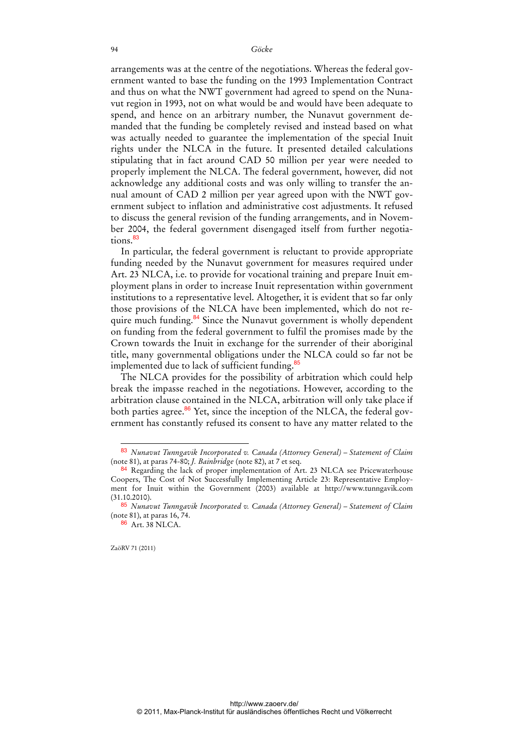arrangements was at the centre of the negotiations. Whereas the federal government wanted to base the funding on the 1993 Implementation Contract and thus on what the NWT government had agreed to spend on the Nunavut region in 1993, not on what would be and would have been adequate to spend, and hence on an arbitrary number, the Nunavut government demanded that the funding be completely revised and instead based on what was actually needed to guarantee the implementation of the special Inuit rights under the NLCA in the future. It presented detailed calculations stipulating that in fact around CAD 50 million per year were needed to properly implement the NLCA. The federal government, however, did not acknowledge any additional costs and was only willing to transfer the annual amount of CAD 2 million per year agreed upon with the NWT government subject to inflation and administrative cost adjustments. It refused to discuss the general revision of the funding arrangements, and in November 2004, the federal government disengaged itself from further negotiations.[83]

In particular, the federal government is reluctant to provide appropriate funding needed by the Nunavut government for measures required under Art. 23 NLCA, i.e. to provide for vocational training and prepare Inuit employment plans in order to increase Inuit representation within government institutions to a representative level. Altogether, it is evident that so far only those provisions of the NLCA have been implemented, which do not require much funding.[84] Since the Nunavut government is wholly dependent on funding from the federal government to fulfil the promises made by the Crown towards the Inuit in exchange for the surrender of their aboriginal title, many governmental obligations under the NLCA could so far not be implemented due to lack of sufficient funding.[85]

The NLCA provides for the possibility of arbitration which could help break the impasse reached in the negotiations. However, according to the arbitration clause contained in the NLCA, arbitration will only take place if both parties agree.[86] Yet, since the inception of the NLCA, the federal government has constantly refused its consent to have any matter related to the

---

[83] *Nunavut Tunngavik Incorporated v. Canada (Attorney General) – Statement of Claim* (note 81), at paras 74-80; *J. Bainbridge* (note 82), at 7 et seq.

[84] Regarding the lack of proper implementation of Art. 23 NLCA see Pricewaterhouse Coopers, The Cost of Not Successfully Implementing Article 23: Representative Employment for Inuit within the Government (2003) available at http://www.tunngavik.com (31.10.2010).

[85] *Nunavut Tunngavik Incorporated v. Canada (Attorney General) – Statement of Claim* (note 81), at paras 16, 74.

[86] Art. 38 NLCA.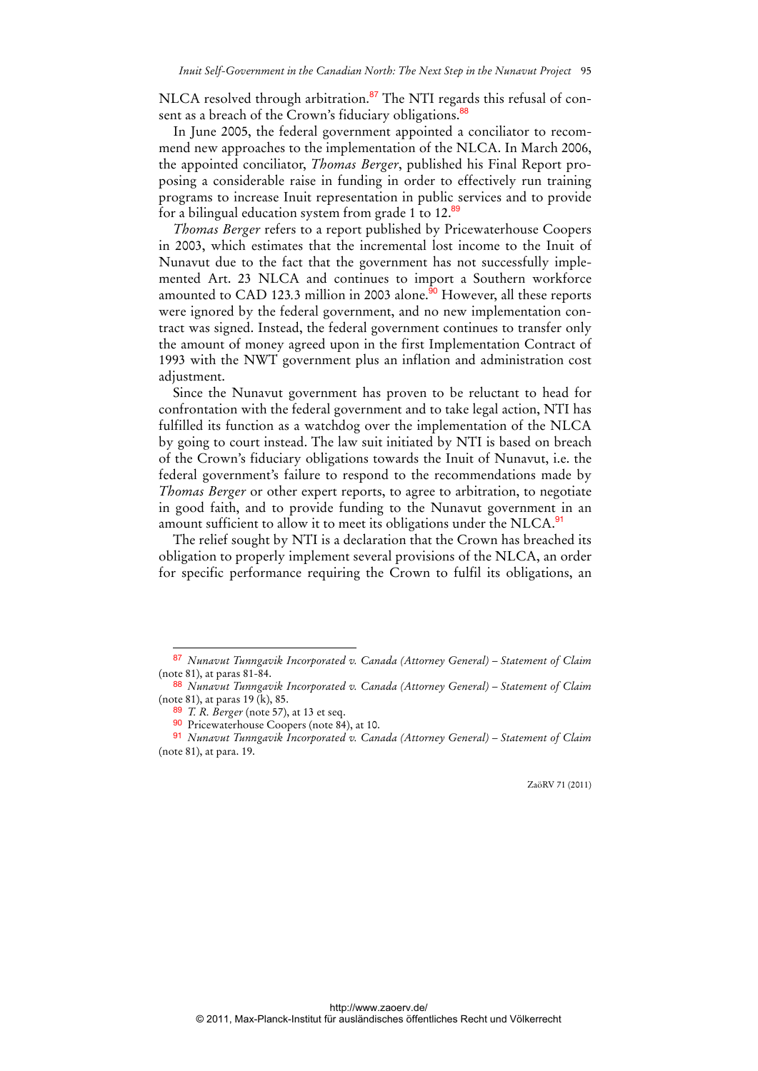NLCA resolved through arbitration.[87] The NTI regards this refusal of consent as a breach of the Crown's fiduciary obligations.[88]

In June 2005, the federal government appointed a conciliator to recommend new approaches to the implementation of the NLCA. In March 2006, the appointed conciliator, *Thomas Berger*, published his Final Report proposing a considerable raise in funding in order to effectively run training programs to increase Inuit representation in public services and to provide for a bilingual education system from grade 1 to 12.[89]

*Thomas Berger* refers to a report published by Pricewaterhouse Coopers in 2003, which estimates that the incremental lost income to the Inuit of Nunavut due to the fact that the government has not successfully implemented Art. 23 NLCA and continues to import a Southern workforce amounted to CAD 123.3 million in 2003 alone.[90] However, all these reports were ignored by the federal government, and no new implementation contract was signed. Instead, the federal government continues to transfer only the amount of money agreed upon in the first Implementation Contract of 1993 with the NWT government plus an inflation and administration cost adjustment.

Since the Nunavut government has proven to be reluctant to head for confrontation with the federal government and to take legal action, NTI has fulfilled its function as a watchdog over the implementation of the NLCA by going to court instead. The law suit initiated by NTI is based on breach of the Crown's fiduciary obligations towards the Inuit of Nunavut, i.e. the federal government's failure to respond to the recommendations made by *Thomas Berger* or other expert reports, to agree to arbitration, to negotiate in good faith, and to provide funding to the Nunavut government in an amount sufficient to allow it to meet its obligations under the NLCA.[91]

The relief sought by NTI is a declaration that the Crown has breached its obligation to properly implement several provisions of the NLCA, an order for specific performance requiring the Crown to fulfil its obligations, an

---

[87] *Nunavut Tunngavik Incorporated v. Canada (Attorney General) – Statement of Claim* (note 81), at paras 81-84.

[88] *Nunavut Tunngavik Incorporated v. Canada (Attorney General) – Statement of Claim* (note 81), at paras 19 (k), 85.

[89] *T. R. Berger* (note 57), at 13 et seq.

[90] Pricewaterhouse Coopers (note 84), at 10.

[91] *Nunavut Tunngavik Incorporated v. Canada (Attorney General) – Statement of Claim* (note 81), at para. 19.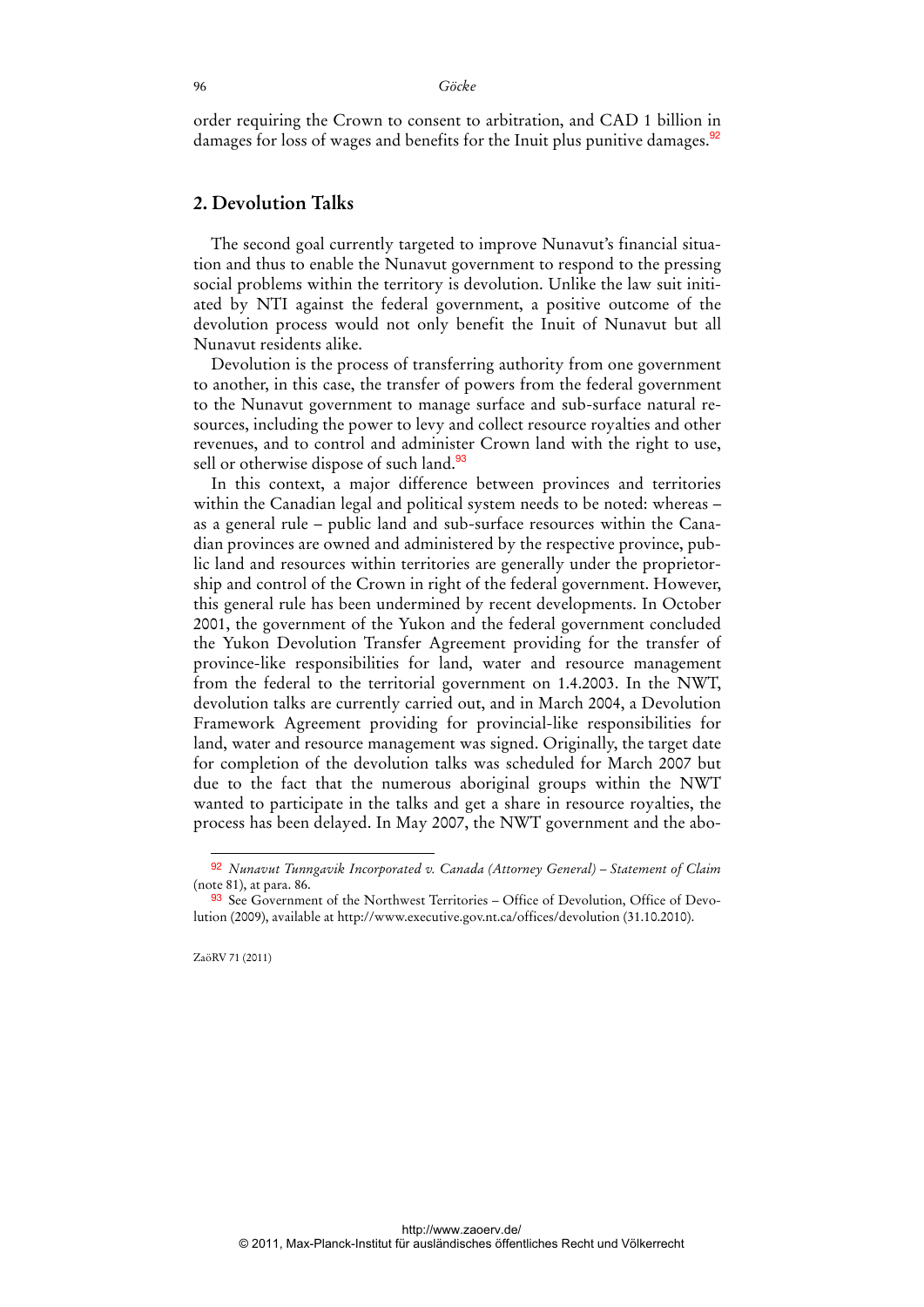order requiring the Crown to consent to arbitration, and CAD 1 billion in damages for loss of wages and benefits for the Inuit plus punitive damages.[92]

## 2. Devolution Talks

The second goal currently targeted to improve Nunavut's financial situation and thus to enable the Nunavut government to respond to the pressing social problems within the territory is devolution. Unlike the law suit initiated by NTI against the federal government, a positive outcome of the devolution process would not only benefit the Inuit of Nunavut but all Nunavut residents alike.

Devolution is the process of transferring authority from one government to another, in this case, the transfer of powers from the federal government to the Nunavut government to manage surface and sub-surface natural resources, including the power to levy and collect resource royalties and other revenues, and to control and administer Crown land with the right to use, sell or otherwise dispose of such land.[93]

In this context, a major difference between provinces and territories within the Canadian legal and political system needs to be noted: whereas – as a general rule – public land and sub-surface resources within the Canadian provinces are owned and administered by the respective province, public land and resources within territories are generally under the proprietorship and control of the Crown in right of the federal government. However, this general rule has been undermined by recent developments. In October 2001, the government of the Yukon and the federal government concluded the Yukon Devolution Transfer Agreement providing for the transfer of province-like responsibilities for land, water and resource management from the federal to the territorial government on 1.4.2003. In the NWT, devolution talks are currently carried out, and in March 2004, a Devolution Framework Agreement providing for provincial-like responsibilities for land, water and resource management was signed. Originally, the target date for completion of the devolution talks was scheduled for March 2007 but due to the fact that the numerous aboriginal groups within the NWT wanted to participate in the talks and get a share in resource royalties, the process has been delayed. In May 2007, the NWT government and the abo-

---

[92] *Nunavut Tunngavik Incorporated v. Canada (Attorney General) – Statement of Claim* (note 81), at para. 86.

[93] See Government of the Northwest Territories – Office of Devolution, Office of Devolution (2009), available at http://www.executive.gov.nt.ca/offices/devolution (31.10.2010).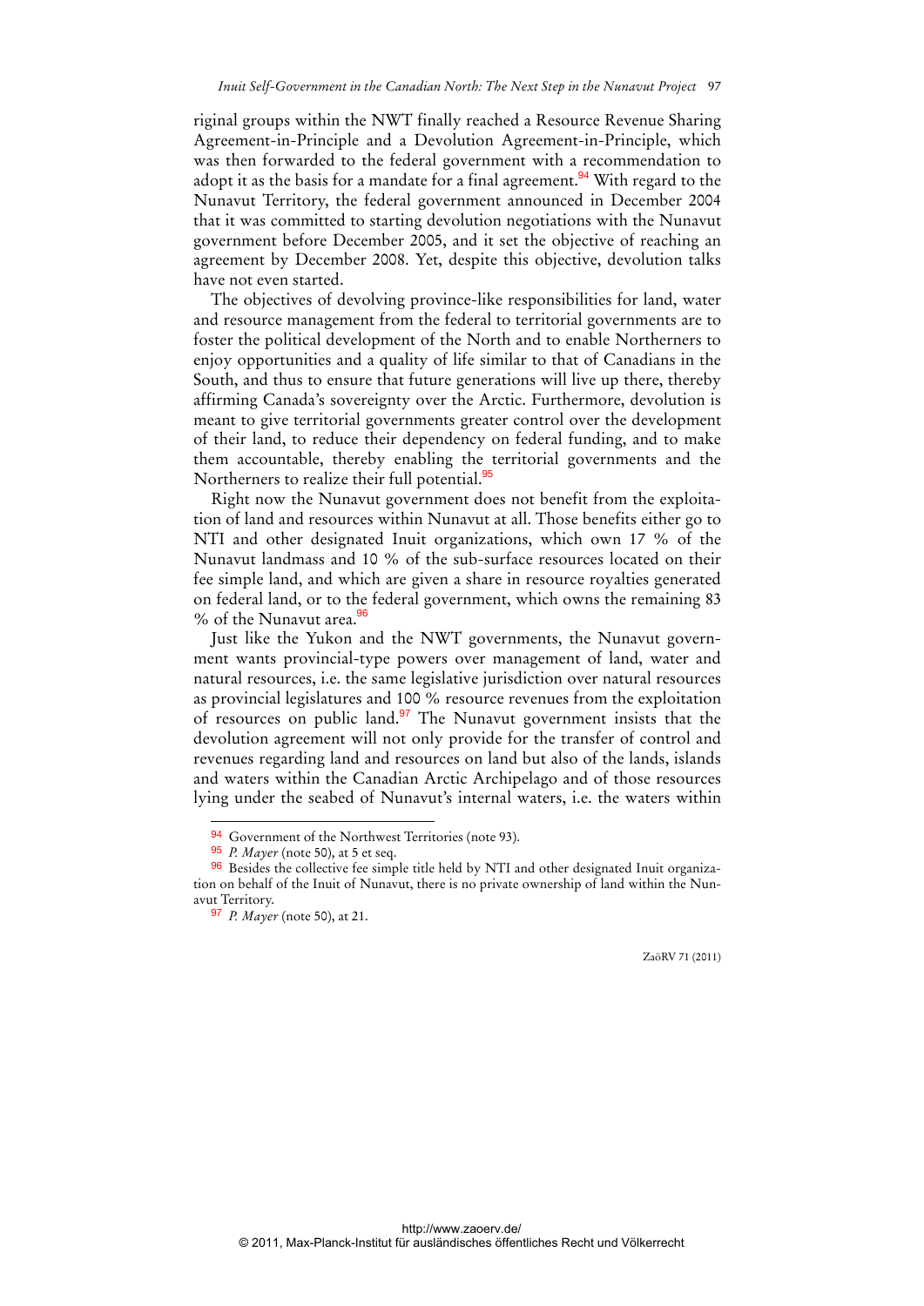riginal groups within the NWT finally reached a Resource Revenue Sharing Agreement-in-Principle and a Devolution Agreement-in-Principle, which was then forwarded to the federal government with a recommendation to adopt it as the basis for a mandate for a final agreement.[94] With regard to the Nunavut Territory, the federal government announced in December 2004 that it was committed to starting devolution negotiations with the Nunavut government before December 2005, and it set the objective of reaching an agreement by December 2008. Yet, despite this objective, devolution talks have not even started.

The objectives of devolving province-like responsibilities for land, water and resource management from the federal to territorial governments are to foster the political development of the North and to enable Northerners to enjoy opportunities and a quality of life similar to that of Canadians in the South, and thus to ensure that future generations will live up there, thereby affirming Canada's sovereignty over the Arctic. Furthermore, devolution is meant to give territorial governments greater control over the development of their land, to reduce their dependency on federal funding, and to make them accountable, thereby enabling the territorial governments and the Northerners to realize their full potential.[95]

Right now the Nunavut government does not benefit from the exploitation of land and resources within Nunavut at all. Those benefits either go to NTI and other designated Inuit organizations, which own 17 % of the Nunavut landmass and 10 % of the sub-surface resources located on their fee simple land, and which are given a share in resource royalties generated on federal land, or to the federal government, which owns the remaining 83 % of the Nunavut area.[96]

Just like the Yukon and the NWT governments, the Nunavut government wants provincial-type powers over management of land, water and natural resources, i.e. the same legislative jurisdiction over natural resources as provincial legislatures and 100 % resource revenues from the exploitation of resources on public land.[97] The Nunavut government insists that the devolution agreement will not only provide for the transfer of control and revenues regarding land and resources on land but also of the lands, islands and waters within the Canadian Arctic Archipelago and of those resources lying under the seabed of Nunavut's internal waters, i.e. the waters within

---

[94] Government of the Northwest Territories (note 93).

[95] *P. Mayer* (note 50), at 5 et seq.

[96] Besides the collective fee simple title held by NTI and other designated Inuit organization on behalf of the Inuit of Nunavut, there is no private ownership of land within the Nunavut Territory.

[97] *P. Mayer* (note 50), at 21.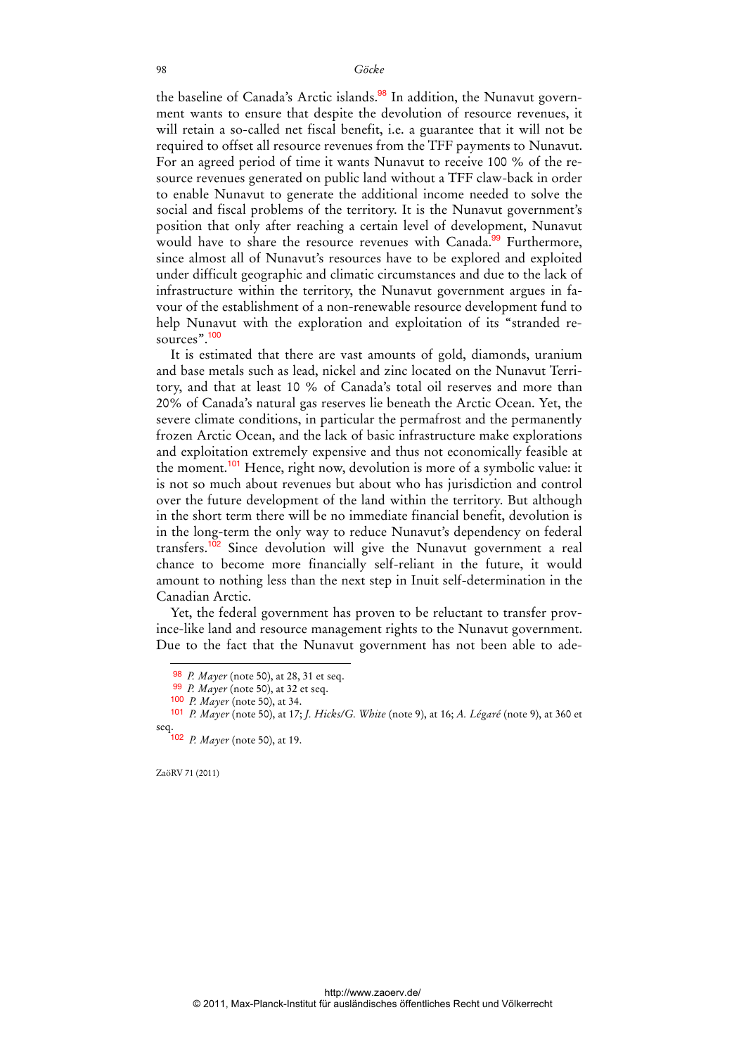the baseline of Canada's Arctic islands.[98] In addition, the Nunavut government wants to ensure that despite the devolution of resource revenues, it will retain a so-called net fiscal benefit, i.e. a guarantee that it will not be required to offset all resource revenues from the TFF payments to Nunavut. For an agreed period of time it wants Nunavut to receive 100 % of the resource revenues generated on public land without a TFF claw-back in order to enable Nunavut to generate the additional income needed to solve the social and fiscal problems of the territory. It is the Nunavut government's position that only after reaching a certain level of development, Nunavut would have to share the resource revenues with Canada.[99] Furthermore, since almost all of Nunavut's resources have to be explored and exploited under difficult geographic and climatic circumstances and due to the lack of infrastructure within the territory, the Nunavut government argues in favour of the establishment of a non-renewable resource development fund to help Nunavut with the exploration and exploitation of its "stranded resources".[100]

It is estimated that there are vast amounts of gold, diamonds, uranium and base metals such as lead, nickel and zinc located on the Nunavut Territory, and that at least 10 % of Canada's total oil reserves and more than 20% of Canada's natural gas reserves lie beneath the Arctic Ocean. Yet, the severe climate conditions, in particular the permafrost and the permanently frozen Arctic Ocean, and the lack of basic infrastructure make explorations and exploitation extremely expensive and thus not economically feasible at the moment.[101] Hence, right now, devolution is more of a symbolic value: it is not so much about revenues but about who has jurisdiction and control over the future development of the land within the territory. But although in the short term there will be no immediate financial benefit, devolution is in the long-term the only way to reduce Nunavut's dependency on federal transfers.[102] Since devolution will give the Nunavut government a real chance to become more financially self-reliant in the future, it would amount to nothing less than the next step in Inuit self-determination in the Canadian Arctic.

Yet, the federal government has proven to be reluctant to transfer province-like land and resource management rights to the Nunavut government. Due to the fact that the Nunavut government has not been able to ade-

---

[98] *P. Mayer* (note 50), at 28, 31 et seq.

[99] *P. Mayer* (note 50), at 32 et seq.

[100] *P. Mayer* (note 50), at 34.

[101] *P. Mayer* (note 50), at 17; *J. Hicks/G. White* (note 9), at 16; *A. Légaré* (note 9), at 360 et seq.

[102] *P. Mayer* (note 50), at 19.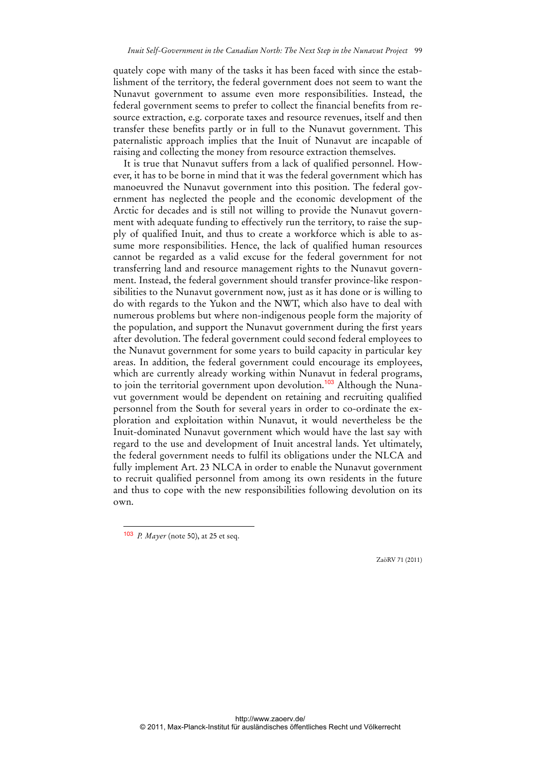quately cope with many of the tasks it has been faced with since the establishment of the territory, the federal government does not seem to want the Nunavut government to assume even more responsibilities. Instead, the federal government seems to prefer to collect the financial benefits from resource extraction, e.g. corporate taxes and resource revenues, itself and then transfer these benefits partly or in full to the Nunavut government. This paternalistic approach implies that the Inuit of Nunavut are incapable of raising and collecting the money from resource extraction themselves.

It is true that Nunavut suffers from a lack of qualified personnel. However, it has to be borne in mind that it was the federal government which has manoeuvred the Nunavut government into this position. The federal government has neglected the people and the economic development of the Arctic for decades and is still not willing to provide the Nunavut government with adequate funding to effectively run the territory, to raise the supply of qualified Inuit, and thus to create a workforce which is able to assume more responsibilities. Hence, the lack of qualified human resources cannot be regarded as a valid excuse for the federal government for not transferring land and resource management rights to the Nunavut government. Instead, the federal government should transfer province-like responsibilities to the Nunavut government now, just as it has done or is willing to do with regards to the Yukon and the NWT, which also have to deal with numerous problems but where non-indigenous people form the majority of the population, and support the Nunavut government during the first years after devolution. The federal government could second federal employees to the Nunavut government for some years to build capacity in particular key areas. In addition, the federal government could encourage its employees, which are currently already working within Nunavut in federal programs, to join the territorial government upon devolution.[103] Although the Nunavut government would be dependent on retaining and recruiting qualified personnel from the South for several years in order to co-ordinate the exploration and exploitation within Nunavut, it would nevertheless be the Inuit-dominated Nunavut government which would have the last say with regard to the use and development of Inuit ancestral lands. Yet ultimately, the federal government needs to fulfil its obligations under the NLCA and fully implement Art. 23 NLCA in order to enable the Nunavut government to recruit qualified personnel from among its own residents in the future and thus to cope with the new responsibilities following devolution on its own.

---

[103] *P. Mayer* (note 50), at 25 et seq.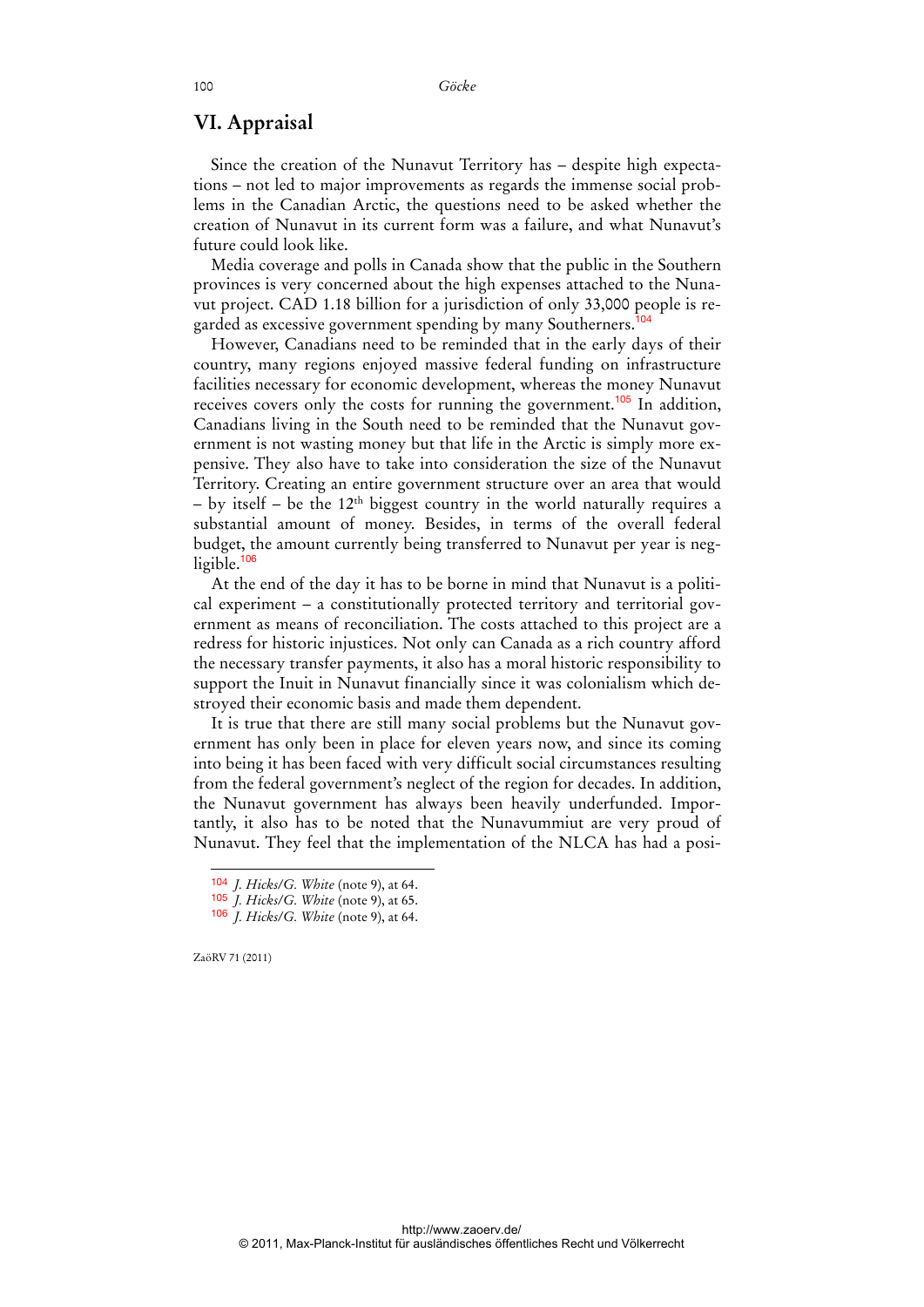## VI. Appraisal

Since the creation of the Nunavut Territory has – despite high expectations – not led to major improvements as regards the immense social problems in the Canadian Arctic, the questions need to be asked whether the creation of Nunavut in its current form was a failure, and what Nunavut's future could look like.

Media coverage and polls in Canada show that the public in the Southern provinces is very concerned about the high expenses attached to the Nunavut project. CAD 1.18 billion for a jurisdiction of only 33,000 people is regarded as excessive government spending by many Southerners.[104]

However, Canadians need to be reminded that in the early days of their country, many regions enjoyed massive federal funding on infrastructure facilities necessary for economic development, whereas the money Nunavut receives covers only the costs for running the government.[105] In addition, Canadians living in the South need to be reminded that the Nunavut government is not wasting money but that life in the Arctic is simply more expensive. They also have to take into consideration the size of the Nunavut Territory. Creating an entire government structure over an area that would – by itself – be the 12th biggest country in the world naturally requires a substantial amount of money. Besides, in terms of the overall federal budget, the amount currently being transferred to Nunavut per year is negligible.[106]

At the end of the day it has to be borne in mind that Nunavut is a political experiment – a constitutionally protected territory and territorial government as means of reconciliation. The costs attached to this project are a redress for historic injustices. Not only can Canada as a rich country afford the necessary transfer payments, it also has a moral historic responsibility to support the Inuit in Nunavut financially since it was colonialism which destroyed their economic basis and made them dependent.

It is true that there are still many social problems but the Nunavut government has only been in place for eleven years now, and since its coming into being it has been faced with very difficult social circumstances resulting from the federal government's neglect of the region for decades. In addition, the Nunavut government has always been heavily underfunded. Importantly, it also has to be noted that the Nunavummiut are very proud of Nunavut. They feel that the implementation of the NLCA has had a posi-

---

[104] *J. Hicks/G. White* (note 9), at 64.

[105] *J. Hicks/G. White* (note 9), at 65.

[106] *J. Hicks/G. White* (note 9), at 64.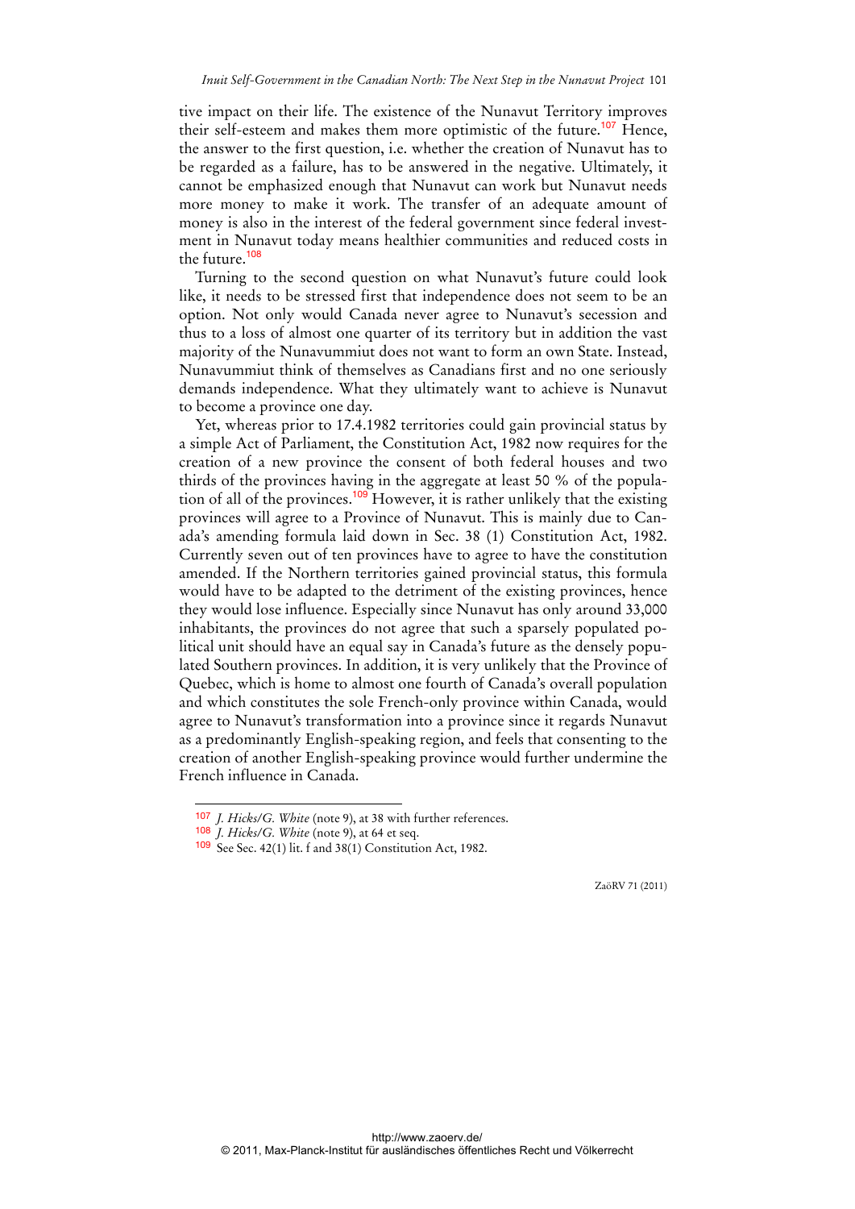tive impact on their life. The existence of the Nunavut Territory improves their self-esteem and makes them more optimistic of the future.[107] Hence, the answer to the first question, i.e. whether the creation of Nunavut has to be regarded as a failure, has to be answered in the negative. Ultimately, it cannot be emphasized enough that Nunavut can work but Nunavut needs more money to make it work. The transfer of an adequate amount of money is also in the interest of the federal government since federal investment in Nunavut today means healthier communities and reduced costs in the future.[108]

Turning to the second question on what Nunavut's future could look like, it needs to be stressed first that independence does not seem to be an option. Not only would Canada never agree to Nunavut's secession and thus to a loss of almost one quarter of its territory but in addition the vast majority of the Nunavummiut does not want to form an own State. Instead, Nunavummiut think of themselves as Canadians first and no one seriously demands independence. What they ultimately want to achieve is Nunavut to become a province one day.

Yet, whereas prior to 17.4.1982 territories could gain provincial status by a simple Act of Parliament, the Constitution Act, 1982 now requires for the creation of a new province the consent of both federal houses and two thirds of the provinces having in the aggregate at least 50 % of the population of all of the provinces.[109] However, it is rather unlikely that the existing provinces will agree to a Province of Nunavut. This is mainly due to Canada's amending formula laid down in Sec. 38 (1) Constitution Act, 1982. Currently seven out of ten provinces have to agree to have the constitution amended. If the Northern territories gained provincial status, this formula would have to be adapted to the detriment of the existing provinces, hence they would lose influence. Especially since Nunavut has only around 33,000 inhabitants, the provinces do not agree that such a sparsely populated political unit should have an equal say in Canada's future as the densely populated Southern provinces. In addition, it is very unlikely that the Province of Quebec, which is home to almost one fourth of Canada's overall population and which constitutes the sole French-only province within Canada, would agree to Nunavut's transformation into a province since it regards Nunavut as a predominantly English-speaking region, and feels that consenting to the creation of another English-speaking province would further undermine the French influence in Canada.

---

[107] *J. Hicks/G. White* (note 9), at 38 with further references.

[108] *J. Hicks/G. White* (note 9), at 64 et seq.

[109] See Sec. 42(1) lit. f and 38(1) Constitution Act, 1982.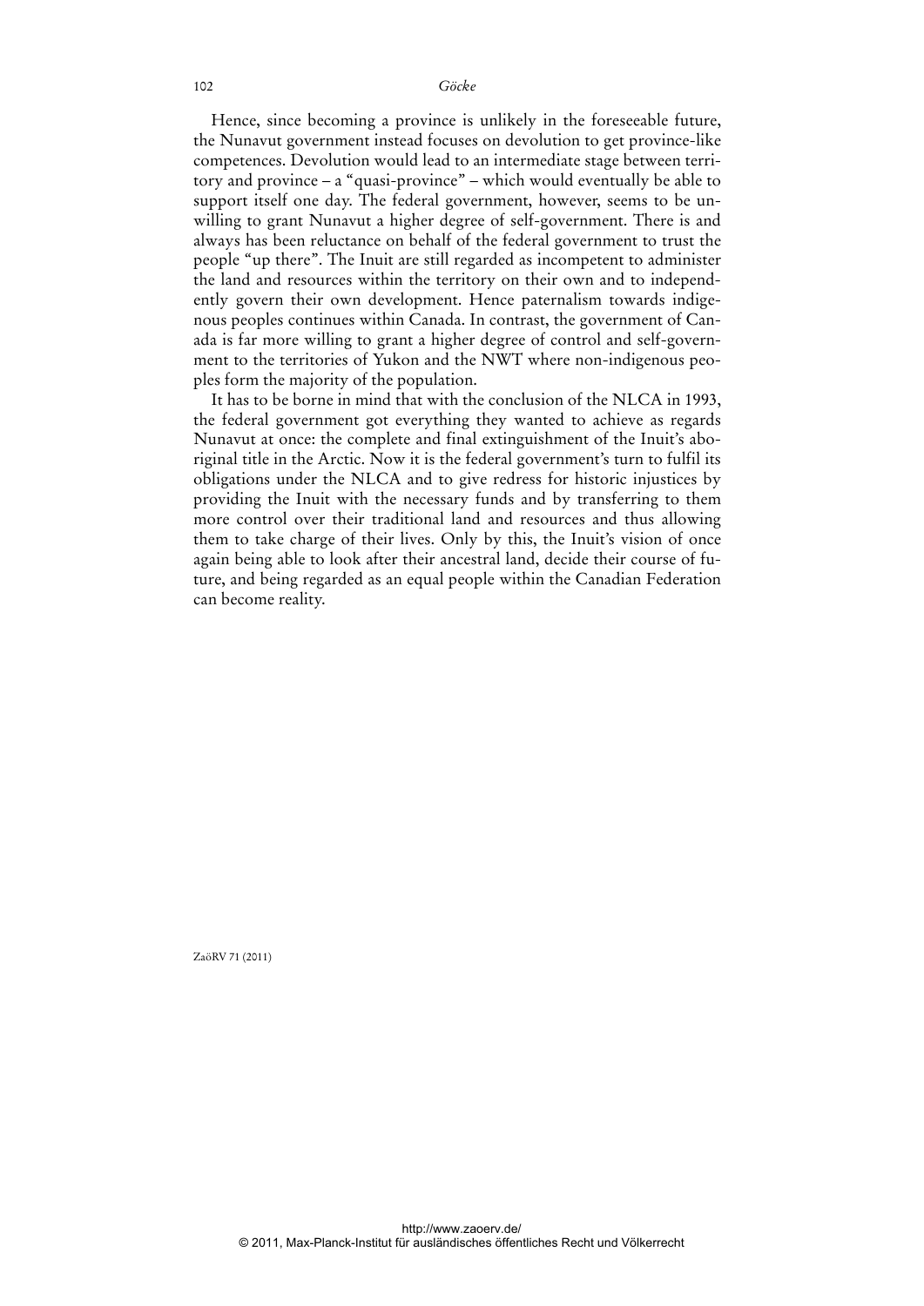Hence, since becoming a province is unlikely in the foreseeable future, the Nunavut government instead focuses on devolution to get province-like competences. Devolution would lead to an intermediate stage between territory and province – a "quasi-province" – which would eventually be able to support itself one day. The federal government, however, seems to be unwilling to grant Nunavut a higher degree of self-government. There is and always has been reluctance on behalf of the federal government to trust the people "up there". The Inuit are still regarded as incompetent to administer the land and resources within the territory on their own and to independently govern their own development. Hence paternalism towards indigenous peoples continues within Canada. In contrast, the government of Canada is far more willing to grant a higher degree of control and self-government to the territories of Yukon and the NWT where non-indigenous peoples form the majority of the population.

It has to be borne in mind that with the conclusion of the NLCA in 1993, the federal government got everything they wanted to achieve as regards Nunavut at once: the complete and final extinguishment of the Inuit's aboriginal title in the Arctic. Now it is the federal government's turn to fulfil its obligations under the NLCA and to give redress for historic injustices by providing the Inuit with the necessary funds and by transferring to them more control over their traditional land and resources and thus allowing them to take charge of their lives. Only by this, the Inuit's vision of once again being able to look after their ancestral land, decide their course of future, and being regarded as an equal people within the Canadian Federation can become reality.